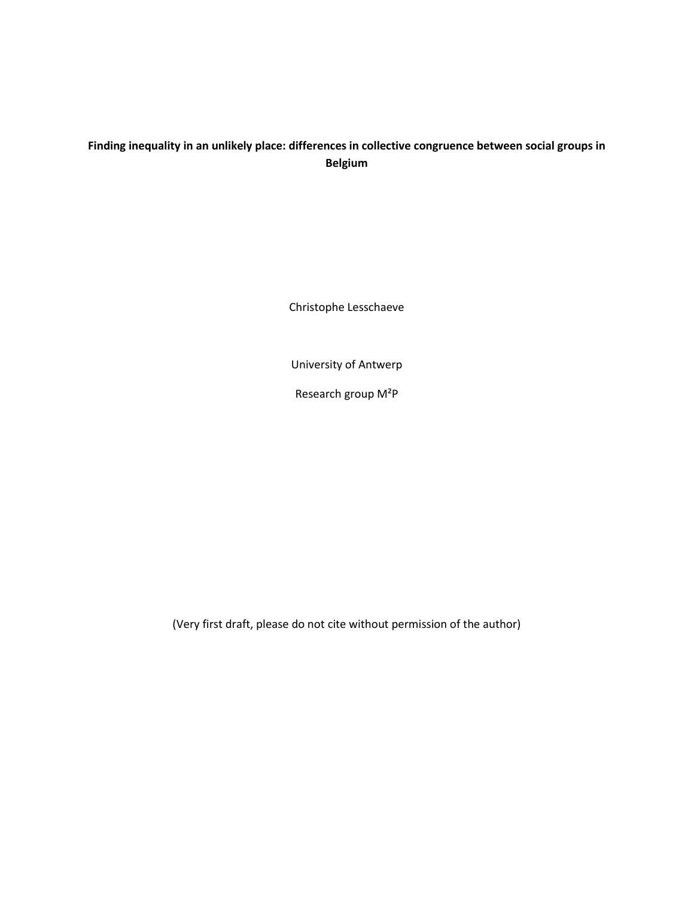# Finding inequality in an unlikely place: differences in collective congruence between social groups in Belgium

Christophe Lesschaeve

University of Antwerp

Research group M²P

(Very first draft, please do not cite without permission of the author)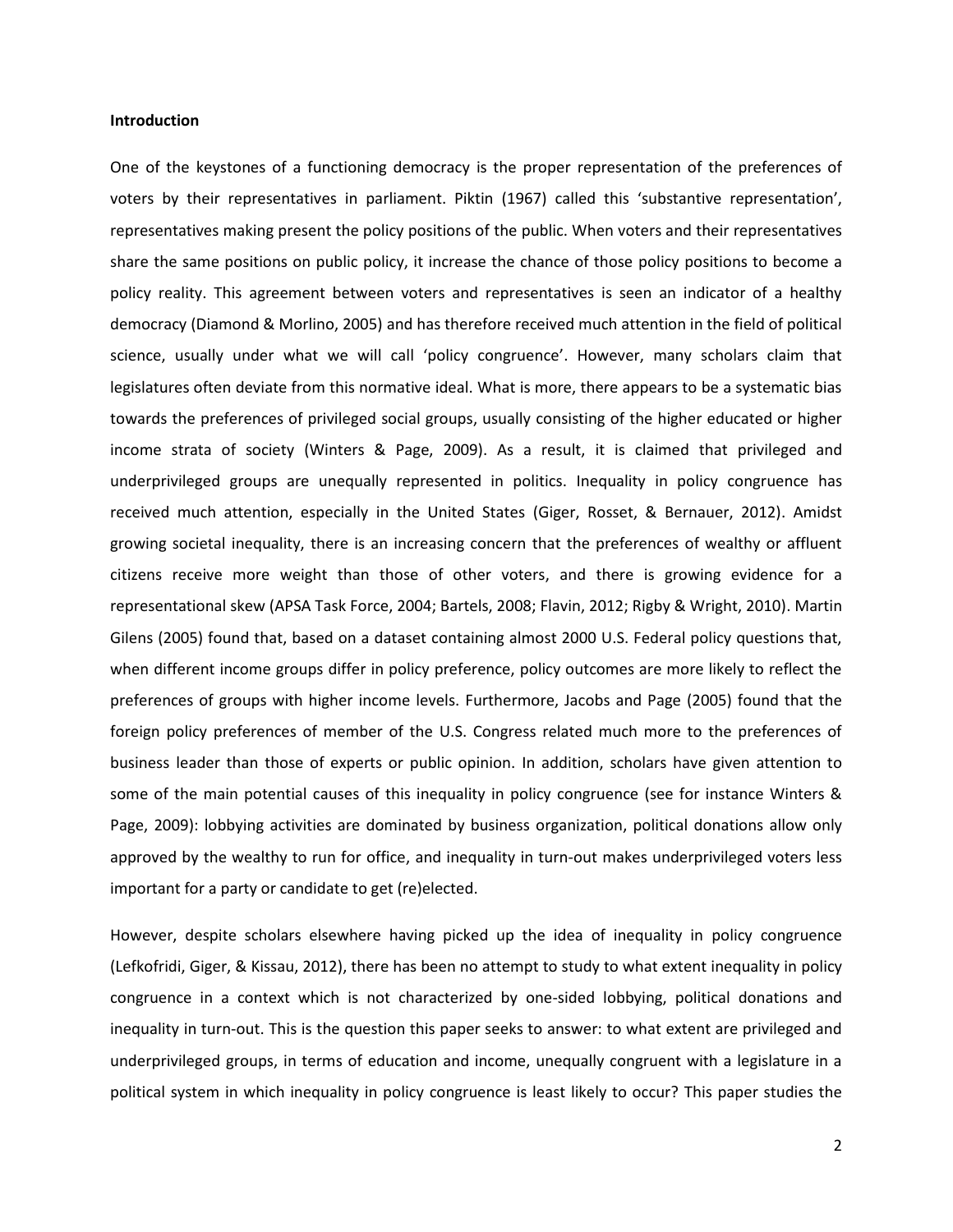**Introduction**

One of the keystones of a functioning democracy is the proper representation of the preferences of voters by their representatives in parliament. Piktin (1967) called this 'substantive representation', representatives making present the policy positions of the public. When voters and their representatives share the same positions on public policy, it increase the chance of those policy positions to become a policy reality. This agreement between voters and representatives is seen an indicator of a healthy democracy (Diamond & Morlino, 2005) and has therefore received much attention in the field of political science, usually under what we will call 'policy congruence'. However, many scholars claim that legislatures often deviate from this normative ideal. What is more, there appears to be a systematic bias towards the preferences of privileged social groups, usually consisting of the higher educated or higher income strata of society (Winters & Page, 2009). As a result, it is claimed that privileged and underprivileged groups are unequally represented in politics. Inequality in policy congruence has received much attention, especially in the United States (Giger, Rosset, & Bernauer, 2012). Amidst growing societal inequality, there is an increasing concern that the preferences of wealthy or affluent citizens receive more weight than those of other voters, and there is growing evidence for a representational skew (APSA Task Force, 2004; Bartels, 2008; Flavin, 2012; Rigby & Wright, 2010). Martin Gilens (2005) found that, based on a dataset containing almost 2000 U.S. Federal policy questions that, when different income groups differ in policy preference, policy outcomes are more likely to reflect the preferences of groups with higher income levels. Furthermore, Jacobs and Page (2005) found that the foreign policy preferences of member of the U.S. Congress related much more to the preferences of business leader than those of experts or public opinion. In addition, scholars have given attention to some of the main potential causes of this inequality in policy congruence (see for instance Winters & Page, 2009): lobbying activities are dominated by business organization, political donations allow only approved by the wealthy to run for office, and inequality in turn-out makes underprivileged voters less important for a party or candidate to get (re)elected.

However, despite scholars elsewhere having picked up the idea of inequality in policy congruence (Lefkofridi, Giger, & Kissau, 2012), there has been no attempt to study to what extent inequality in policy congruence in a context which is not characterized by one-sided lobbying, political donations and inequality in turn-out. This is the question this paper seeks to answer: to what extent are privileged and underprivileged groups, in terms of education and income, unequally congruent with a legislature in a political system in which inequality in policy congruence is least likely to occur? This paper studies the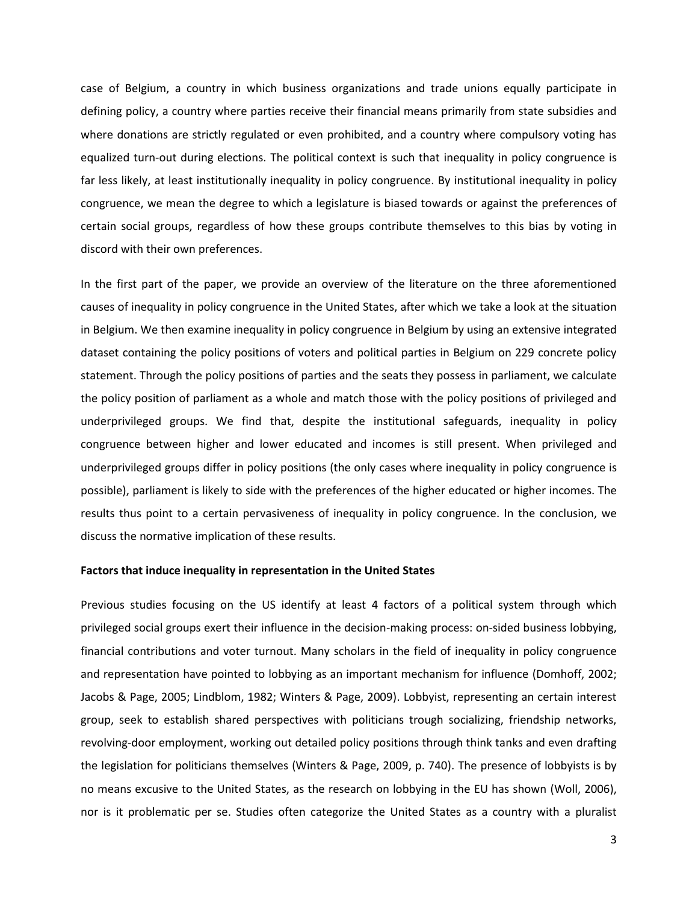case of Belgium, a country in which business organizations and trade unions equally participate in defining policy, a country where parties receive their financial means primarily from state subsidies and where donations are strictly regulated or even prohibited, and a country where compulsory voting has equalized turn-out during elections. The political context is such that inequality in policy congruence is far less likely, at least institutionally inequality in policy congruence. By institutional inequality in policy congruence, we mean the degree to which a legislature is biased towards or against the preferences of certain social groups, regardless of how these groups contribute themselves to this bias by voting in discord with their own preferences.

In the first part of the paper, we provide an overview of the literature on the three aforementioned causes of inequality in policy congruence in the United States, after which we take a look at the situation in Belgium. We then examine inequality in policy congruence in Belgium by using an extensive integrated dataset containing the policy positions of voters and political parties in Belgium on 229 concrete policy statement. Through the policy positions of parties and the seats they possess in parliament, we calculate the policy position of parliament as a whole and match those with the policy positions of privileged and underprivileged groups. We find that, despite the institutional safeguards, inequality in policy congruence between higher and lower educated and incomes is still present. When privileged and underprivileged groups differ in policy positions (the only cases where inequality in policy congruence is possible), parliament is likely to side with the preferences of the higher educated or higher incomes. The results thus point to a certain pervasiveness of inequality in policy congruence. In the conclusion, we discuss the normative implication of these results.

**Factors that induce inequality in representation in the United States**

Previous studies focusing on the US identify at least 4 factors of a political system through which privileged social groups exert their influence in the decision-making process: on-sided business lobbying, financial contributions and voter turnout. Many scholars in the field of inequality in policy congruence and representation have pointed to lobbying as an important mechanism for influence (Domhoff, 2002; Jacobs & Page, 2005; Lindblom, 1982; Winters & Page, 2009). Lobbyist, representing an certain interest group, seek to establish shared perspectives with politicians trough socializing, friendship networks, revolving-door employment, working out detailed policy positions through think tanks and even drafting the legislation for politicians themselves (Winters & Page, 2009, p. 740). The presence of lobbyists is by no means excusive to the United States, as the research on lobbying in the EU has shown (Woll, 2006), nor is it problematic per se. Studies often categorize the United States as a country with a pluralist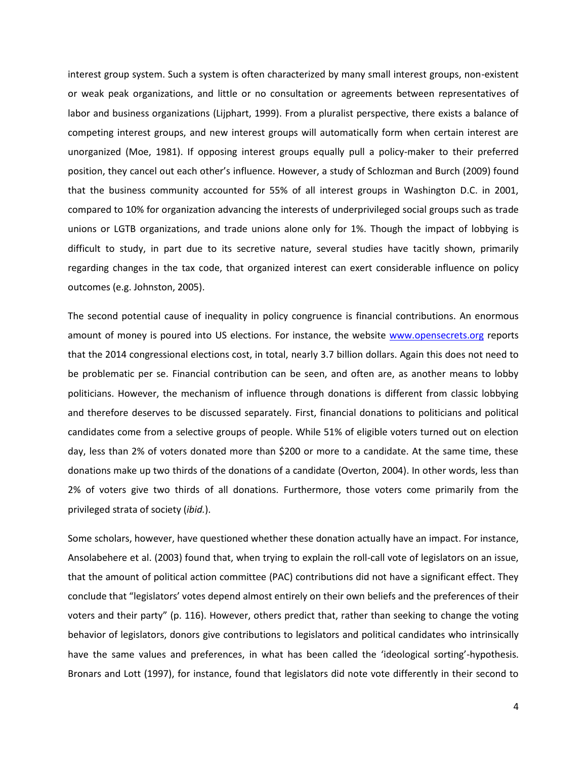interest group system. Such a system is often characterized by many small interest groups, non-existent or weak peak organizations, and little or no consultation or agreements between representatives of labor and business organizations (Lijphart, 1999). From a pluralist perspective, there exists a balance of competing interest groups, and new interest groups will automatically form when certain interest are unorganized (Moe, 1981). If opposing interest groups equally pull a policy-maker to their preferred position, they cancel out each other's influence. However, a study of Schlozman and Burch (2009) found that the business community accounted for 55% of all interest groups in Washington D.C. in 2001, compared to 10% for organization advancing the interests of underprivileged social groups such as trade unions or LGTB organizations, and trade unions alone only for 1%. Though the impact of lobbying is difficult to study, in part due to its secretive nature, several studies have tacitly shown, primarily regarding changes in the tax code, that organized interest can exert considerable influence on policy outcomes (e.g. Johnston, 2005).

The second potential cause of inequality in policy congruence is financial contributions. An enormous amount of money is poured into US elections. For instance, the website [www.opensecrets.org](www.opensecrets.org) reports that the 2014 congressional elections cost, in total, nearly 3.7 billion dollars. Again this does not need to be problematic per se. Financial contribution can be seen, and often are, as another means to lobby politicians. However, the mechanism of influence through donations is different from classic lobbying and therefore deserves to be discussed separately. First, financial donations to politicians and political candidates come from a selective groups of people. While 51% of eligible voters turned out on election day, less than 2% of voters donated more than $200 or more to a candidate. At the same time, these donations make up two thirds of the donations of a candidate (Overton, 2004). In other words, less than 2% of voters give two thirds of all donations. Furthermore, those voters come primarily from the privileged strata of society (*ibid.*).

Some scholars, however, have questioned whether these donation actually have an impact. For instance, Ansolabehere et al. (2003) found that, when trying to explain the roll-call vote of legislators on an issue, that the amount of political action committee (PAC) contributions did not have a significant effect. They conclude that "legislators' votes depend almost entirely on their own beliefs and the preferences of their voters and their party" (p. 116). However, others predict that, rather than seeking to change the voting behavior of legislators, donors give contributions to legislators and political candidates who intrinsically have the same values and preferences, in what has been called the 'ideological sorting'-hypothesis. Bronars and Lott (1997), for instance, found that legislators did note vote differently in their second to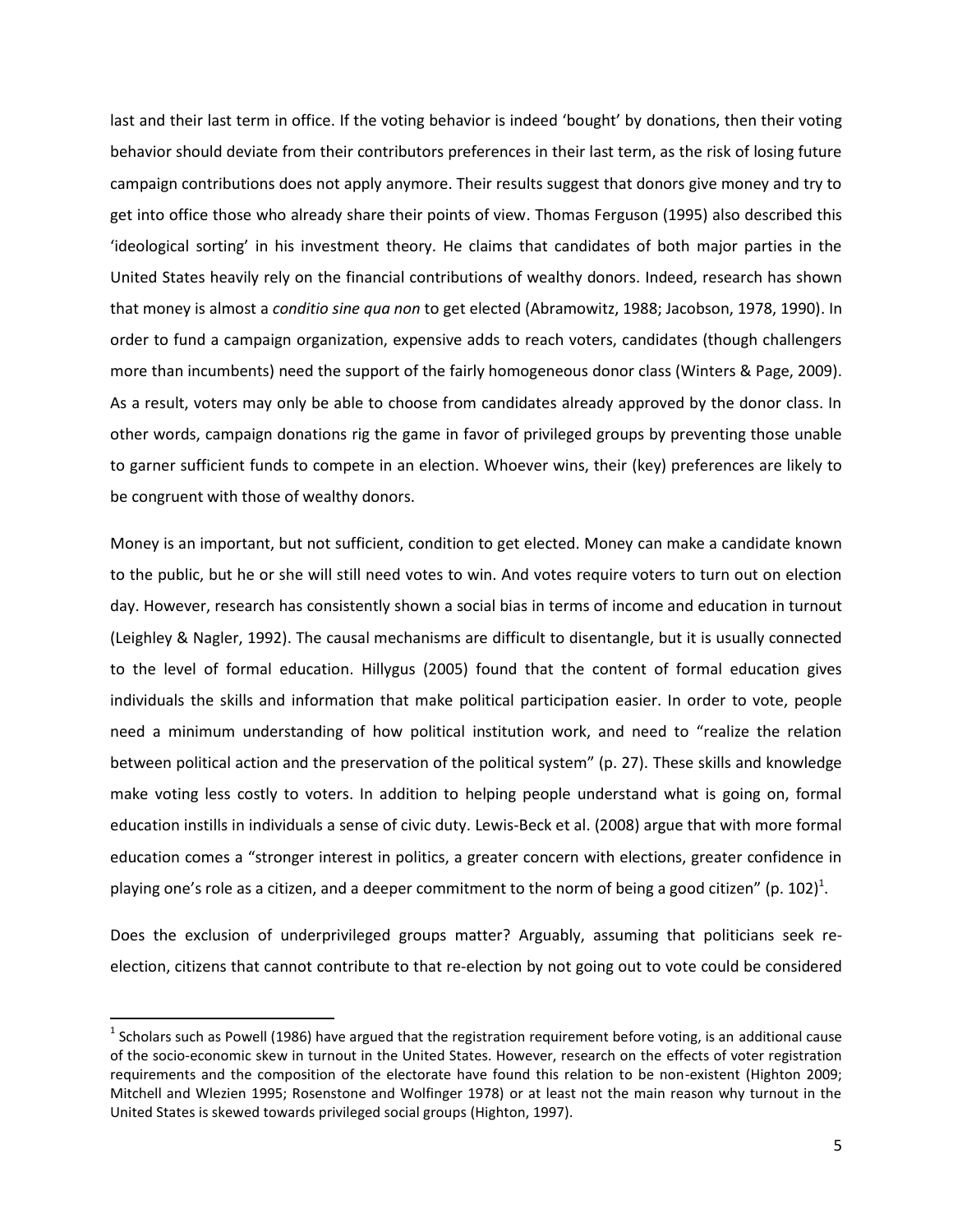last and their last term in office. If the voting behavior is indeed 'bought' by donations, then their voting behavior should deviate from their contributors preferences in their last term, as the risk of losing future campaign contributions does not apply anymore. Their results suggest that donors give money and try to get into office those who already share their points of view. Thomas Ferguson (1995) also described this 'ideological sorting' in his investment theory. He claims that candidates of both major parties in the United States heavily rely on the financial contributions of wealthy donors. Indeed, research has shown that money is almost a *conditio sine qua non* to get elected (Abramowitz, 1988; Jacobson, 1978, 1990). In order to fund a campaign organization, expensive adds to reach voters, candidates (though challengers more than incumbents) need the support of the fairly homogeneous donor class (Winters & Page, 2009). As a result, voters may only be able to choose from candidates already approved by the donor class. In other words, campaign donations rig the game in favor of privileged groups by preventing those unable to garner sufficient funds to compete in an election. Whoever wins, their (key) preferences are likely to be congruent with those of wealthy donors.

Money is an important, but not sufficient, condition to get elected. Money can make a candidate known to the public, but he or she will still need votes to win. And votes require voters to turn out on election day. However, research has consistently shown a social bias in terms of income and education in turnout (Leighley & Nagler, 1992). The causal mechanisms are difficult to disentangle, but it is usually connected to the level of formal education. Hillygus (2005) found that the content of formal education gives individuals the skills and information that make political participation easier. In order to vote, people need a minimum understanding of how political institution work, and need to "realize the relation between political action and the preservation of the political system" (p. 27). These skills and knowledge make voting less costly to voters. In addition to helping people understand what is going on, formal education instills in individuals a sense of civic duty. Lewis-Beck et al. (2008) argue that with more formal education comes a "stronger interest in politics, a greater concern with elections, greater confidence in playing one's role as a citizen, and a deeper commitment to the norm of being a good citizen" (p. 102)[1].

Does the exclusion of underprivileged groups matter? Arguably, assuming that politicians seek re-election, citizens that cannot contribute to that re-election by not going out to vote could be considered

[1] Scholars such as Powell (1986) have argued that the registration requirement before voting, is an additional cause of the socio-economic skew in turnout in the United States. However, research on the effects of voter registration requirements and the composition of the electorate have found this relation to be non-existent (Highton 2009; Mitchell and Wlezien 1995; Rosenstone and Wolfinger 1978) or at least not the main reason why turnout in the United States is skewed towards privileged social groups (Highton, 1997).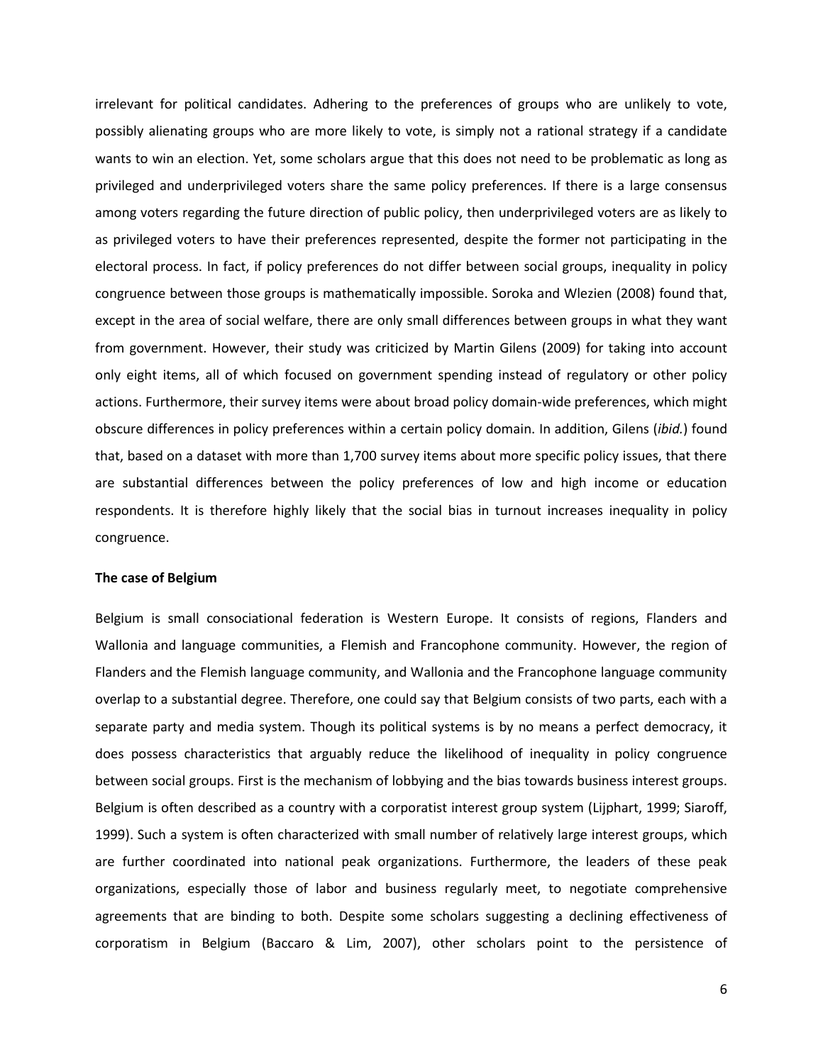irrelevant for political candidates. Adhering to the preferences of groups who are unlikely to vote, possibly alienating groups who are more likely to vote, is simply not a rational strategy if a candidate wants to win an election. Yet, some scholars argue that this does not need to be problematic as long as privileged and underprivileged voters share the same policy preferences. If there is a large consensus among voters regarding the future direction of public policy, then underprivileged voters are as likely to as privileged voters to have their preferences represented, despite the former not participating in the electoral process. In fact, if policy preferences do not differ between social groups, inequality in policy congruence between those groups is mathematically impossible. Soroka and Wlezien (2008) found that, except in the area of social welfare, there are only small differences between groups in what they want from government. However, their study was criticized by Martin Gilens (2009) for taking into account only eight items, all of which focused on government spending instead of regulatory or other policy actions. Furthermore, their survey items were about broad policy domain-wide preferences, which might obscure differences in policy preferences within a certain policy domain. In addition, Gilens (*ibid.*) found that, based on a dataset with more than 1,700 survey items about more specific policy issues, that there are substantial differences between the policy preferences of low and high income or education respondents. It is therefore highly likely that the social bias in turnout increases inequality in policy congruence.

**The case of Belgium**

Belgium is small consociational federation is Western Europe. It consists of regions, Flanders and Wallonia and language communities, a Flemish and Francophone community. However, the region of Flanders and the Flemish language community, and Wallonia and the Francophone language community overlap to a substantial degree. Therefore, one could say that Belgium consists of two parts, each with a separate party and media system. Though its political systems is by no means a perfect democracy, it does possess characteristics that arguably reduce the likelihood of inequality in policy congruence between social groups. First is the mechanism of lobbying and the bias towards business interest groups. Belgium is often described as a country with a corporatist interest group system (Lijphart, 1999; Siaroff, 1999). Such a system is often characterized with small number of relatively large interest groups, which are further coordinated into national peak organizations. Furthermore, the leaders of these peak organizations, especially those of labor and business regularly meet, to negotiate comprehensive agreements that are binding to both. Despite some scholars suggesting a declining effectiveness of corporatism in Belgium (Baccaro & Lim, 2007), other scholars point to the persistence of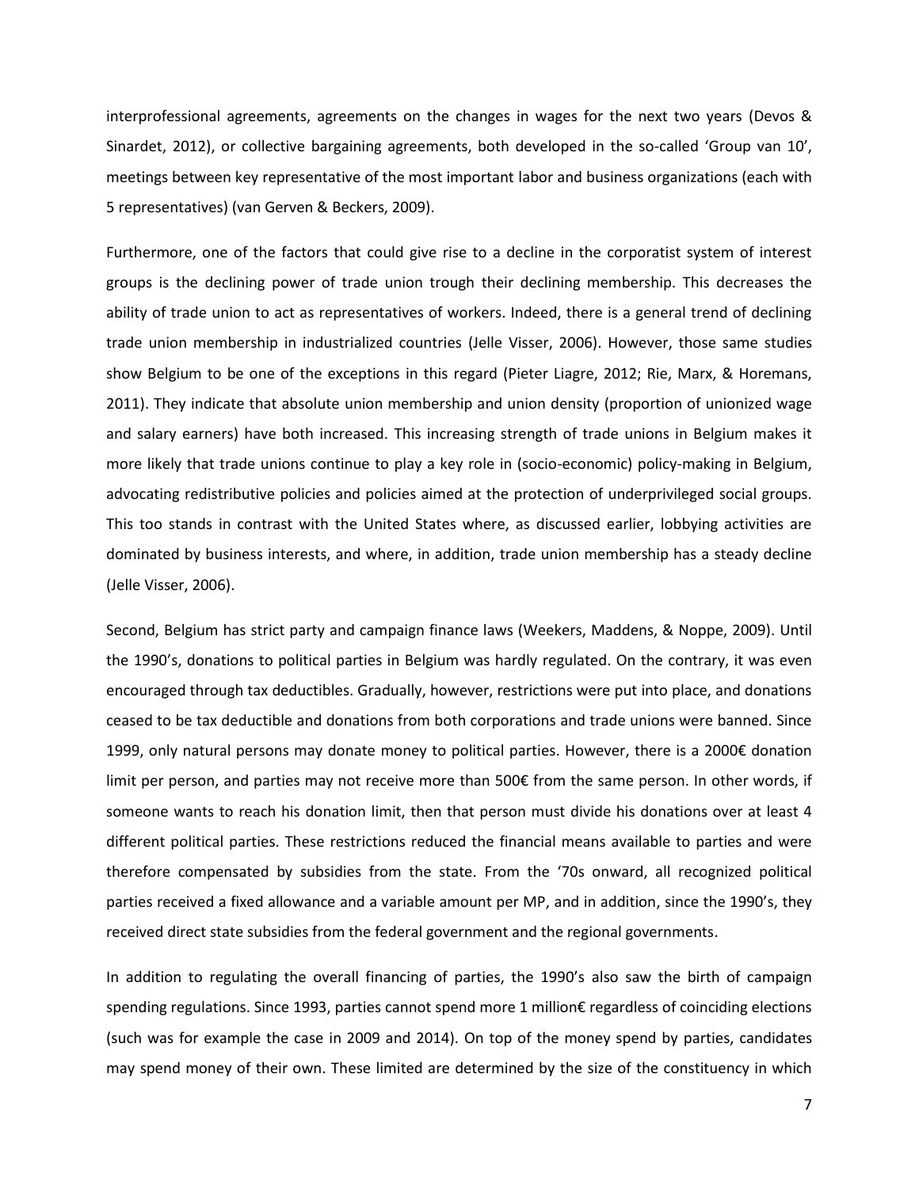interprofessional agreements, agreements on the changes in wages for the next two years (Devos & Sinardet, 2012), or collective bargaining agreements, both developed in the so-called 'Group van 10', meetings between key representative of the most important labor and business organizations (each with 5 representatives) (van Gerven & Beckers, 2009).

Furthermore, one of the factors that could give rise to a decline in the corporatist system of interest groups is the declining power of trade union trough their declining membership. This decreases the ability of trade union to act as representatives of workers. Indeed, there is a general trend of declining trade union membership in industrialized countries (Jelle Visser, 2006). However, those same studies show Belgium to be one of the exceptions in this regard (Pieter Liagre, 2012; Rie, Marx, & Horemans, 2011). They indicate that absolute union membership and union density (proportion of unionized wage and salary earners) have both increased. This increasing strength of trade unions in Belgium makes it more likely that trade unions continue to play a key role in (socio-economic) policy-making in Belgium, advocating redistributive policies and policies aimed at the protection of underprivileged social groups. This too stands in contrast with the United States where, as discussed earlier, lobbying activities are dominated by business interests, and where, in addition, trade union membership has a steady decline (Jelle Visser, 2006).

Second, Belgium has strict party and campaign finance laws (Weekers, Maddens, & Noppe, 2009). Until the 1990's, donations to political parties in Belgium was hardly regulated. On the contrary, it was even encouraged through tax deductibles. Gradually, however, restrictions were put into place, and donations ceased to be tax deductible and donations from both corporations and trade unions were banned. Since 1999, only natural persons may donate money to political parties. However, there is a 2000€ donation limit per person, and parties may not receive more than 500€ from the same person. In other words, if someone wants to reach his donation limit, then that person must divide his donations over at least 4 different political parties. These restrictions reduced the financial means available to parties and were therefore compensated by subsidies from the state. From the '70s onward, all recognized political parties received a fixed allowance and a variable amount per MP, and in addition, since the 1990's, they received direct state subsidies from the federal government and the regional governments.

In addition to regulating the overall financing of parties, the 1990's also saw the birth of campaign spending regulations. Since 1993, parties cannot spend more 1 million€ regardless of coinciding elections (such was for example the case in 2009 and 2014). On top of the money spend by parties, candidates may spend money of their own. These limited are determined by the size of the constituency in which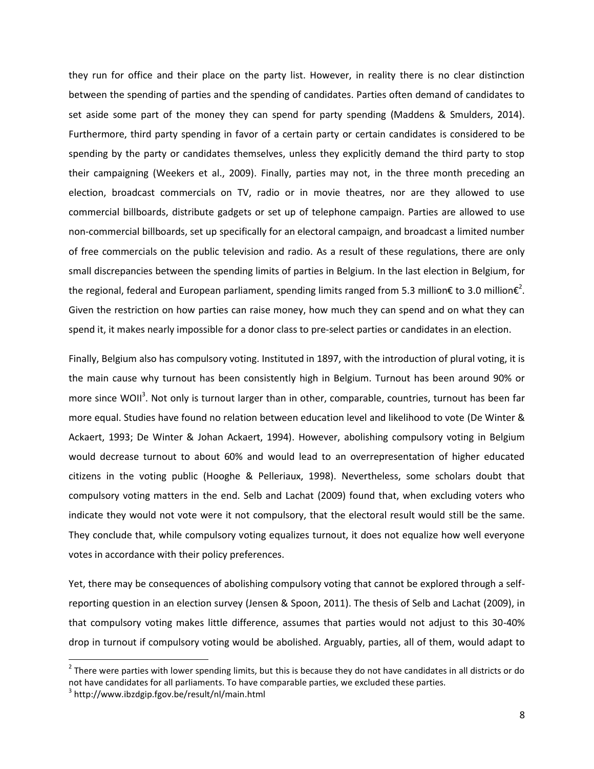they run for office and their place on the party list. However, in reality there is no clear distinction between the spending of parties and the spending of candidates. Parties often demand of candidates to set aside some part of the money they can spend for party spending (Maddens & Smulders, 2014). Furthermore, third party spending in favor of a certain party or certain candidates is considered to be spending by the party or candidates themselves, unless they explicitly demand the third party to stop their campaigning (Weekers et al., 2009). Finally, parties may not, in the three month preceding an election, broadcast commercials on TV, radio or in movie theatres, nor are they allowed to use commercial billboards, distribute gadgets or set up of telephone campaign. Parties are allowed to use non-commercial billboards, set up specifically for an electoral campaign, and broadcast a limited number of free commercials on the public television and radio. As a result of these regulations, there are only small discrepancies between the spending limits of parties in Belgium. In the last election in Belgium, for the regional, federal and European parliament, spending limits ranged from 5.3 million€ to 3.0 million€[2]. Given the restriction on how parties can raise money, how much they can spend and on what they can spend it, it makes nearly impossible for a donor class to pre-select parties or candidates in an election.

Finally, Belgium also has compulsory voting. Instituted in 1897, with the introduction of plural voting, it is the main cause why turnout has been consistently high in Belgium. Turnout has been around 90% or more since WOII[3]. Not only is turnout larger than in other, comparable, countries, turnout has been far more equal. Studies have found no relation between education level and likelihood to vote (De Winter & Ackaert, 1993; De Winter & Johan Ackaert, 1994). However, abolishing compulsory voting in Belgium would decrease turnout to about 60% and would lead to an overrepresentation of higher educated citizens in the voting public (Hooghe & Pelleriaux, 1998). Nevertheless, some scholars doubt that compulsory voting matters in the end. Selb and Lachat (2009) found that, when excluding voters who indicate they would not vote were it not compulsory, that the electoral result would still be the same. They conclude that, while compulsory voting equalizes turnout, it does not equalize how well everyone votes in accordance with their policy preferences.

Yet, there may be consequences of abolishing compulsory voting that cannot be explored through a self-reporting question in an election survey (Jensen & Spoon, 2011). The thesis of Selb and Lachat (2009), in that compulsory voting makes little difference, assumes that parties would not adjust to this 30-40% drop in turnout if compulsory voting would be abolished. Arguably, parties, all of them, would adapt to

[2] There were parties with lower spending limits, but this is because they do not have candidates in all districts or do not have candidates for all parliaments. To have comparable parties, we excluded these parties.

[3] http://www.ibzdgip.fgov.be/result/nl/main.html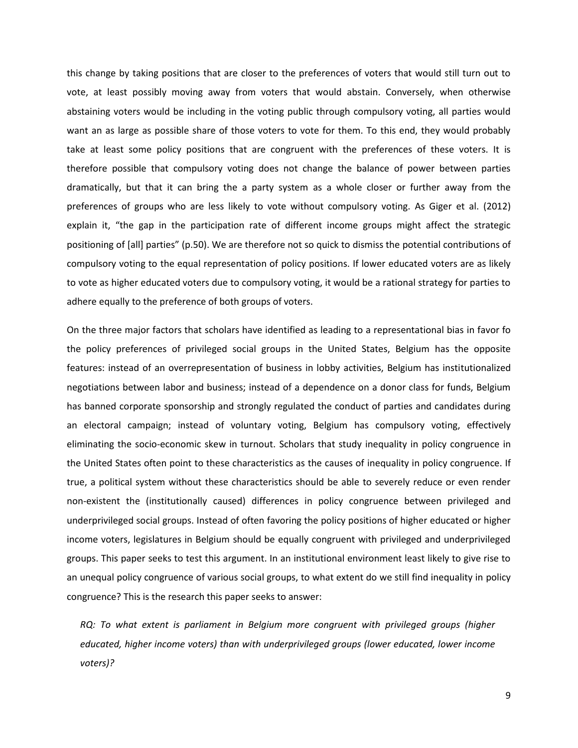this change by taking positions that are closer to the preferences of voters that would still turn out to vote, at least possibly moving away from voters that would abstain. Conversely, when otherwise abstaining voters would be including in the voting public through compulsory voting, all parties would want an as large as possible share of those voters to vote for them. To this end, they would probably take at least some policy positions that are congruent with the preferences of these voters. It is therefore possible that compulsory voting does not change the balance of power between parties dramatically, but that it can bring the a party system as a whole closer or further away from the preferences of groups who are less likely to vote without compulsory voting. As Giger et al. (2012) explain it, "the gap in the participation rate of different income groups might affect the strategic positioning of [all] parties" (p.50). We are therefore not so quick to dismiss the potential contributions of compulsory voting to the equal representation of policy positions. If lower educated voters are as likely to vote as higher educated voters due to compulsory voting, it would be a rational strategy for parties to adhere equally to the preference of both groups of voters.

On the three major factors that scholars have identified as leading to a representational bias in favor fo the policy preferences of privileged social groups in the United States, Belgium has the opposite features: instead of an overrepresentation of business in lobby activities, Belgium has institutionalized negotiations between labor and business; instead of a dependence on a donor class for funds, Belgium has banned corporate sponsorship and strongly regulated the conduct of parties and candidates during an electoral campaign; instead of voluntary voting, Belgium has compulsory voting, effectively eliminating the socio-economic skew in turnout. Scholars that study inequality in policy congruence in the United States often point to these characteristics as the causes of inequality in policy congruence. If true, a political system without these characteristics should be able to severely reduce or even render non-existent the (institutionally caused) differences in policy congruence between privileged and underprivileged social groups. Instead of often favoring the policy positions of higher educated or higher income voters, legislatures in Belgium should be equally congruent with privileged and underprivileged groups. This paper seeks to test this argument. In an institutional environment least likely to give rise to an unequal policy congruence of various social groups, to what extent do we still find inequality in policy congruence? This is the research this paper seeks to answer:

*RQ: To what extent is parliament in Belgium more congruent with privileged groups (higher educated, higher income voters) than with underprivileged groups (lower educated, lower income voters)?*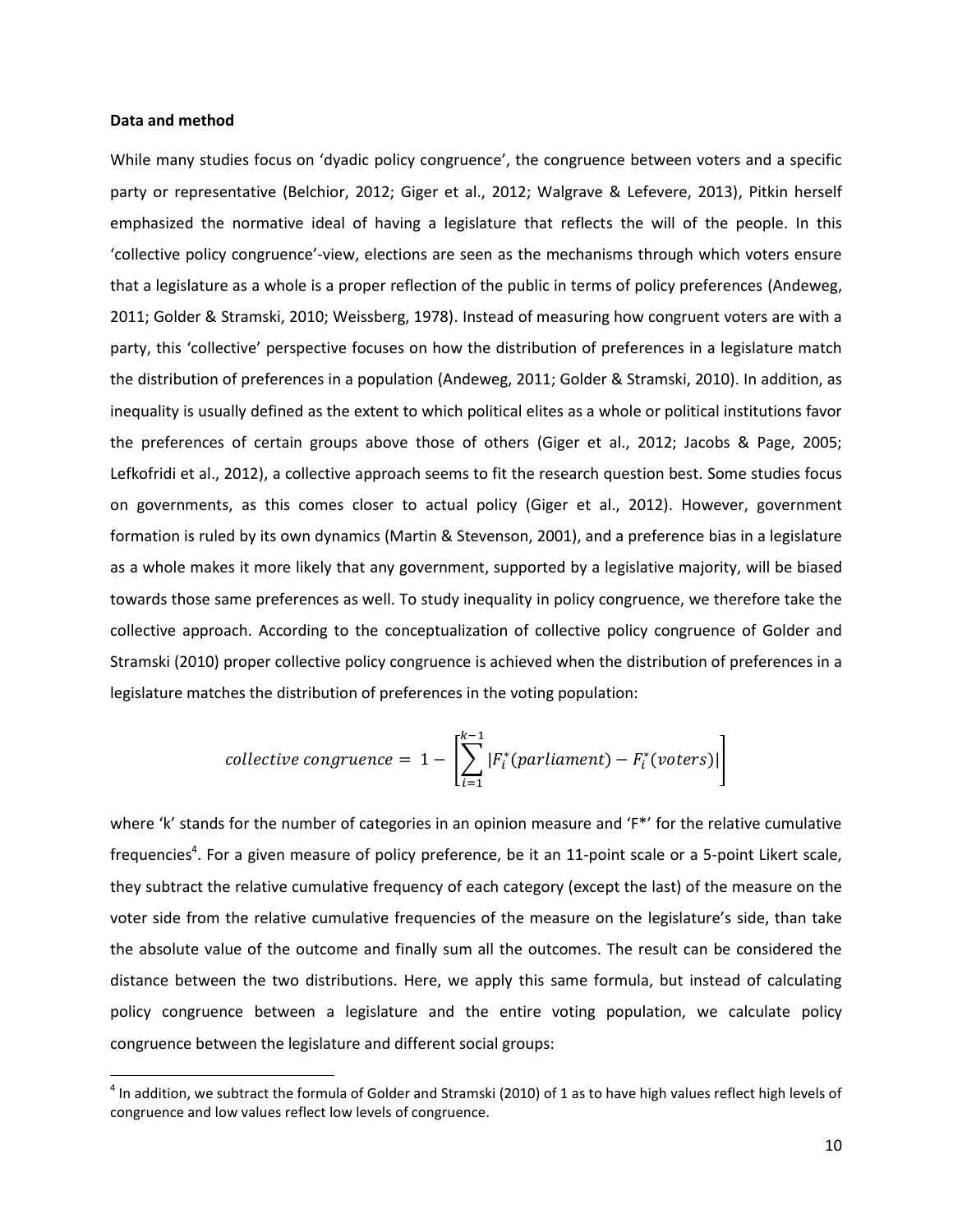**Data and method**

While many studies focus on 'dyadic policy congruence', the congruence between voters and a specific party or representative (Belchior, 2012; Giger et al., 2012; Walgrave & Lefevere, 2013), Pitkin herself emphasized the normative ideal of having a legislature that reflects the will of the people. In this 'collective policy congruence'-view, elections are seen as the mechanisms through which voters ensure that a legislature as a whole is a proper reflection of the public in terms of policy preferences (Andeweg, 2011; Golder & Stramski, 2010; Weissberg, 1978). Instead of measuring how congruent voters are with a party, this 'collective' perspective focuses on how the distribution of preferences in a legislature match the distribution of preferences in a population (Andeweg, 2011; Golder & Stramski, 2010). In addition, as inequality is usually defined as the extent to which political elites as a whole or political institutions favor the preferences of certain groups above those of others (Giger et al., 2012; Jacobs & Page, 2005; Lefkofridi et al., 2012), a collective approach seems to fit the research question best. Some studies focus on governments, as this comes closer to actual policy (Giger et al., 2012). However, government formation is ruled by its own dynamics (Martin & Stevenson, 2001), and a preference bias in a legislature as a whole makes it more likely that any government, supported by a legislative majority, will be biased towards those same preferences as well. To study inequality in policy congruence, we therefore take the collective approach. According to the conceptualization of collective policy congruence of Golder and Stramski (2010) proper collective policy congruence is achieved when the distribution of preferences in a legislature matches the distribution of preferences in the voting population:

$$collective\ congruence = 1 - \left[\sum_{i=1}^{k-1} |F_i^*(parliament) - F_i^*(voters)|\right]$$

where 'k' stands for the number of categories in an opinion measure and 'F*' for the relative cumulative frequencies[4]. For a given measure of policy preference, be it an 11-point scale or a 5-point Likert scale, they subtract the relative cumulative frequency of each category (except the last) of the measure on the voter side from the relative cumulative frequencies of the measure on the legislature's side, than take the absolute value of the outcome and finally sum all the outcomes. The result can be considered the distance between the two distributions. Here, we apply this same formula, but instead of calculating policy congruence between a legislature and the entire voting population, we calculate policy congruence between the legislature and different social groups:

[4] In addition, we subtract the formula of Golder and Stramski (2010) of 1 as to have high values reflect high levels of congruence and low values reflect low levels of congruence.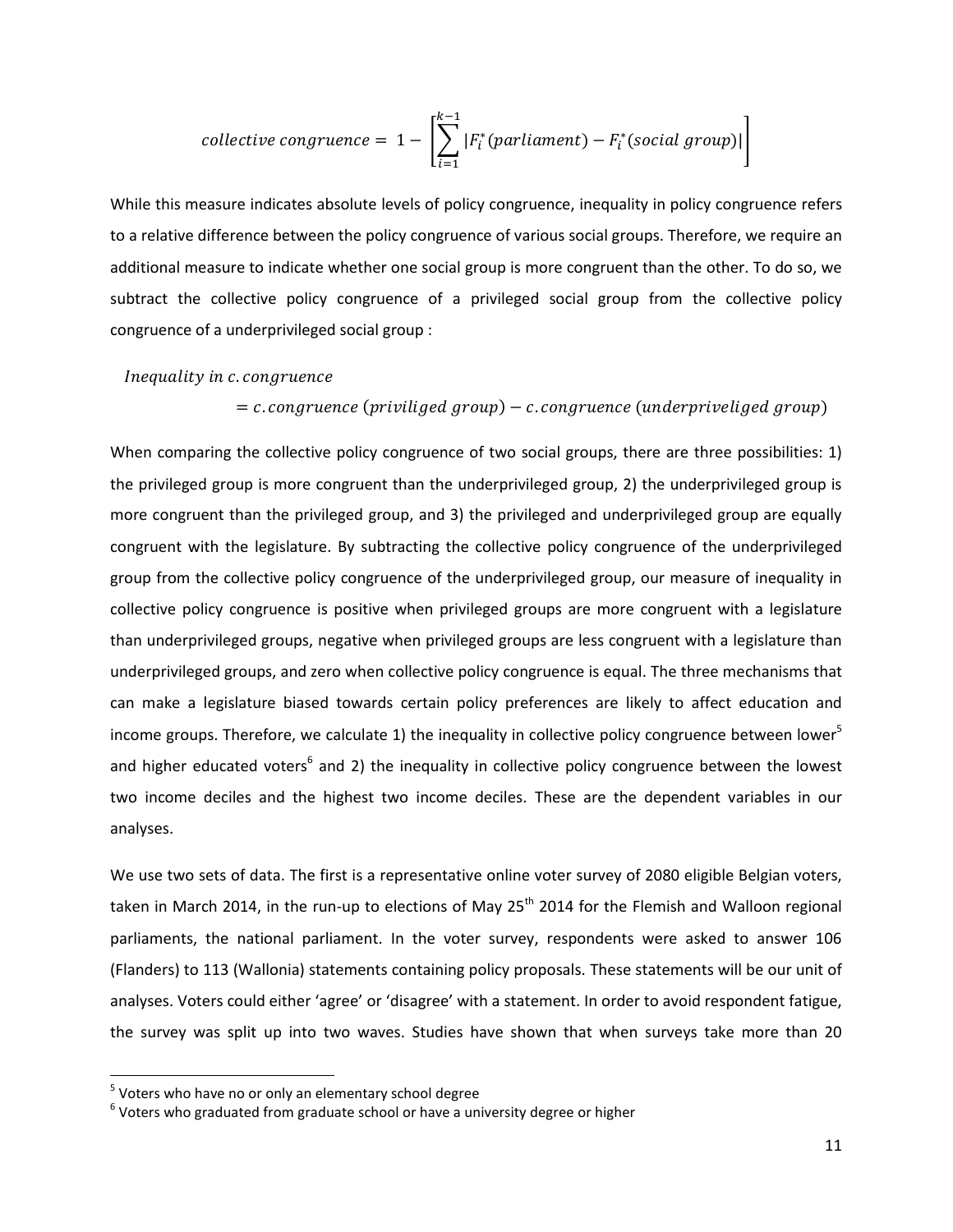$$collective\ congruence = 1 - \left[\sum_{i=1}^{k-1} |F_i^*(parliament) - F_i^*(social\ group)|\right]$$

While this measure indicates absolute levels of policy congruence, inequality in policy congruence refers to a relative difference between the policy congruence of various social groups. Therefore, we require an additional measure to indicate whether one social group is more congruent than the other. To do so, we subtract the collective policy congruence of a privileged social group from the collective policy congruence of a underprivileged social group :

$$Inequality\ in\ c.congruence$$
$$= c.congruence\ (priviliged\ group) - c.congruence\ (underpriveliged\ group)$$

When comparing the collective policy congruence of two social groups, there are three possibilities: 1) the privileged group is more congruent than the underprivileged group, 2) the underprivileged group is more congruent than the privileged group, and 3) the privileged and underprivileged group are equally congruent with the legislature. By subtracting the collective policy congruence of the underprivileged group from the collective policy congruence of the underprivileged group, our measure of inequality in collective policy congruence is positive when privileged groups are more congruent with a legislature than underprivileged groups, negative when privileged groups are less congruent with a legislature than underprivileged groups, and zero when collective policy congruence is equal. The three mechanisms that can make a legislature biased towards certain policy preferences are likely to affect education and income groups. Therefore, we calculate 1) the inequality in collective policy congruence between lower[5] and higher educated voters[6] and 2) the inequality in collective policy congruence between the lowest two income deciles and the highest two income deciles. These are the dependent variables in our analyses.

We use two sets of data. The first is a representative online voter survey of 2080 eligible Belgian voters, taken in March 2014, in the run-up to elections of May 25th 2014 for the Flemish and Walloon regional parliaments, the national parliament. In the voter survey, respondents were asked to answer 106 (Flanders) to 113 (Wallonia) statements containing policy proposals. These statements will be our unit of analyses. Voters could either 'agree' or 'disagree' with a statement. In order to avoid respondent fatigue, the survey was split up into two waves. Studies have shown that when surveys take more than 20

[5] Voters who have no or only an elementary school degree

[6] Voters who graduated from graduate school or have a university degree or higher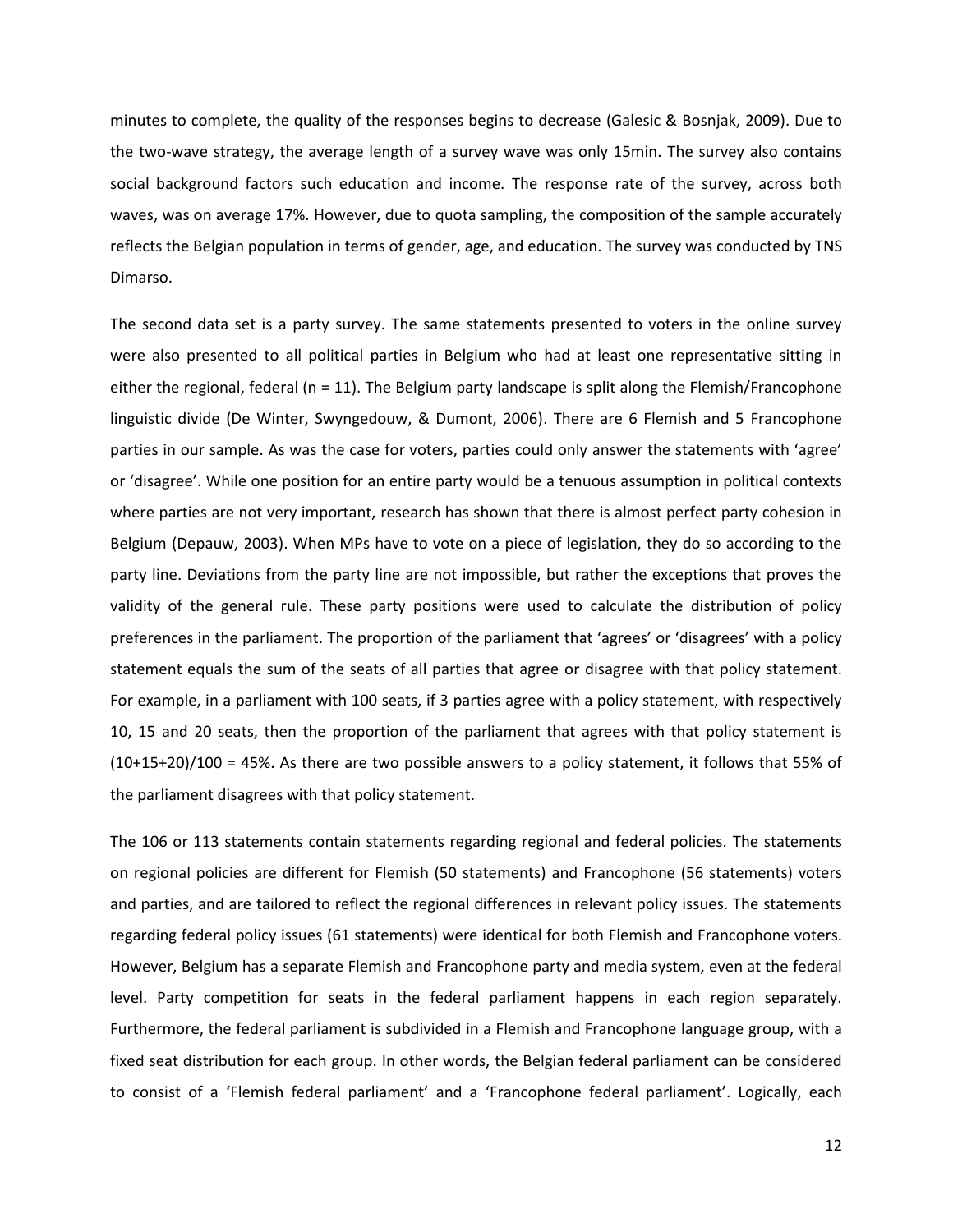minutes to complete, the quality of the responses begins to decrease (Galesic & Bosnjak, 2009). Due to the two-wave strategy, the average length of a survey wave was only 15min. The survey also contains social background factors such education and income. The response rate of the survey, across both waves, was on average 17%. However, due to quota sampling, the composition of the sample accurately reflects the Belgian population in terms of gender, age, and education. The survey was conducted by TNS Dimarso.

The second data set is a party survey. The same statements presented to voters in the online survey were also presented to all political parties in Belgium who had at least one representative sitting in either the regional, federal (n = 11). The Belgium party landscape is split along the Flemish/Francophone linguistic divide (De Winter, Swyngedouw, & Dumont, 2006). There are 6 Flemish and 5 Francophone parties in our sample. As was the case for voters, parties could only answer the statements with 'agree' or 'disagree'. While one position for an entire party would be a tenuous assumption in political contexts where parties are not very important, research has shown that there is almost perfect party cohesion in Belgium (Depauw, 2003). When MPs have to vote on a piece of legislation, they do so according to the party line. Deviations from the party line are not impossible, but rather the exceptions that proves the validity of the general rule. These party positions were used to calculate the distribution of policy preferences in the parliament. The proportion of the parliament that 'agrees' or 'disagrees' with a policy statement equals the sum of the seats of all parties that agree or disagree with that policy statement. For example, in a parliament with 100 seats, if 3 parties agree with a policy statement, with respectively 10, 15 and 20 seats, then the proportion of the parliament that agrees with that policy statement is (10+15+20)/100 = 45%. As there are two possible answers to a policy statement, it follows that 55% of the parliament disagrees with that policy statement.

The 106 or 113 statements contain statements regarding regional and federal policies. The statements on regional policies are different for Flemish (50 statements) and Francophone (56 statements) voters and parties, and are tailored to reflect the regional differences in relevant policy issues. The statements regarding federal policy issues (61 statements) were identical for both Flemish and Francophone voters. However, Belgium has a separate Flemish and Francophone party and media system, even at the federal level. Party competition for seats in the federal parliament happens in each region separately. Furthermore, the federal parliament is subdivided in a Flemish and Francophone language group, with a fixed seat distribution for each group. In other words, the Belgian federal parliament can be considered to consist of a 'Flemish federal parliament' and a 'Francophone federal parliament'. Logically, each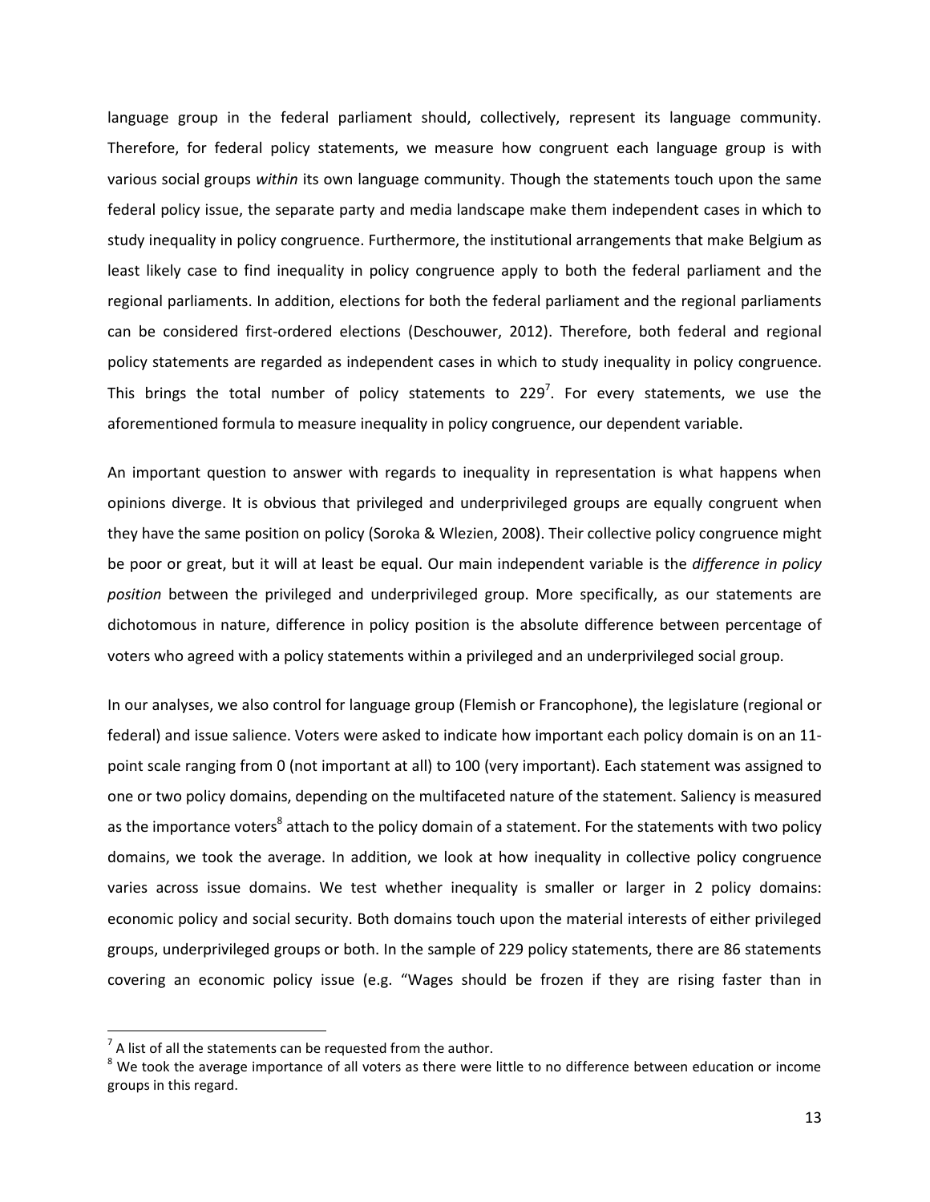language group in the federal parliament should, collectively, represent its language community. Therefore, for federal policy statements, we measure how congruent each language group is with various social groups *within* its own language community. Though the statements touch upon the same federal policy issue, the separate party and media landscape make them independent cases in which to study inequality in policy congruence. Furthermore, the institutional arrangements that make Belgium as least likely case to find inequality in policy congruence apply to both the federal parliament and the regional parliaments. In addition, elections for both the federal parliament and the regional parliaments can be considered first-ordered elections (Deschouwer, 2012). Therefore, both federal and regional policy statements are regarded as independent cases in which to study inequality in policy congruence. This brings the total number of policy statements to 229[7]. For every statements, we use the aforementioned formula to measure inequality in policy congruence, our dependent variable.

An important question to answer with regards to inequality in representation is what happens when opinions diverge. It is obvious that privileged and underprivileged groups are equally congruent when they have the same position on policy (Soroka & Wlezien, 2008). Their collective policy congruence might be poor or great, but it will at least be equal. Our main independent variable is the *difference in policy position* between the privileged and underprivileged group. More specifically, as our statements are dichotomous in nature, difference in policy position is the absolute difference between percentage of voters who agreed with a policy statements within a privileged and an underprivileged social group.

In our analyses, we also control for language group (Flemish or Francophone), the legislature (regional or federal) and issue salience. Voters were asked to indicate how important each policy domain is on an 11-point scale ranging from 0 (not important at all) to 100 (very important). Each statement was assigned to one or two policy domains, depending on the multifaceted nature of the statement. Saliency is measured as the importance voters[8] attach to the policy domain of a statement. For the statements with two policy domains, we took the average. In addition, we look at how inequality in collective policy congruence varies across issue domains. We test whether inequality is smaller or larger in 2 policy domains: economic policy and social security. Both domains touch upon the material interests of either privileged groups, underprivileged groups or both. In the sample of 229 policy statements, there are 86 statements covering an economic policy issue (e.g. "Wages should be frozen if they are rising faster than in

[7] A list of all the statements can be requested from the author.

[8] We took the average importance of all voters as there were little to no difference between education or income groups in this regard.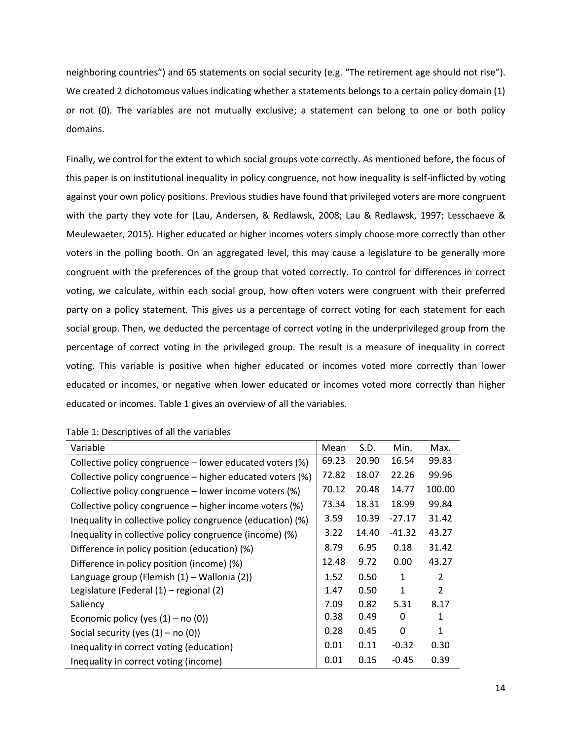neighboring countries") and 65 statements on social security (e.g. "The retirement age should not rise"). We created 2 dichotomous values indicating whether a statements belongs to a certain policy domain (1) or not (0). The variables are not mutually exclusive; a statement can belong to one or both policy domains.

Finally, we control for the extent to which social groups vote correctly. As mentioned before, the focus of this paper is on institutional inequality in policy congruence, not how inequality is self-inflicted by voting against your own policy positions. Previous studies have found that privileged voters are more congruent with the party they vote for (Lau, Andersen, & Redlawsk, 2008; Lau & Redlawsk, 1997; Lesschaeve & Meulewaeter, 2015). Higher educated or higher incomes voters simply choose more correctly than other voters in the polling booth. On an aggregated level, this may cause a legislature to be generally more congruent with the preferences of the group that voted correctly. To control for differences in correct voting, we calculate, within each social group, how often voters were congruent with their preferred party on a policy statement. This gives us a percentage of correct voting for each statement for each social group. Then, we deducted the percentage of correct voting in the underprivileged group from the percentage of correct voting in the privileged group. The result is a measure of inequality in correct voting. This variable is positive when higher educated or incomes voted more correctly than lower educated or incomes, or negative when lower educated or incomes voted more correctly than higher educated or incomes. Table 1 gives an overview of all the variables.

Table 1: Descriptives of all the variables

| Variable | Mean | S.D. | Min. | Max. |
|---|---|---|---|---|
| Collective policy congruence – lower educated voters (%) | 69.23 | 20.90 | 16.54 | 99.83 |
| Collective policy congruence – higher educated voters (%) | 72.82 | 18.07 | 22.26 | 99.96 |
| Collective policy congruence – lower income voters (%) | 70.12 | 20.48 | 14.77 | 100.00 |
| Collective policy congruence – higher income voters (%) | 73.34 | 18.31 | 18.99 | 99.84 |
| Inequality in collective policy congruence (education) (%) | 3.59 | 10.39 | -27.17 | 31.42 |
| Inequality in collective policy congruence (income) (%) | 3.22 | 14.40 | -41.32 | 43.27 |
| Difference in policy position (education) (%) | 8.79 | 6.95 | 0.18 | 31.42 |
| Difference in policy position (income) (%) | 12.48 | 9.72 | 0.00 | 43.27 |
| Language group (Flemish (1) – Wallonia (2)) | 1.52 | 0.50 | 1 | 2 |
| Legislature (Federal (1) – regional (2) | 1.47 | 0.50 | 1 | 2 |
| Saliency | 7.09 | 0.82 | 5.31 | 8.17 |
| Economic policy (yes (1) – no (0)) | 0.38 | 0.49 | 0 | 1 |
| Social security (yes (1) – no (0)) | 0.28 | 0.45 | 0 | 1 |
| Inequality in correct voting (education) | 0.01 | 0.11 | -0.32 | 0.30 |
| Inequality in correct voting (income) | 0.01 | 0.15 | -0.45 | 0.39 |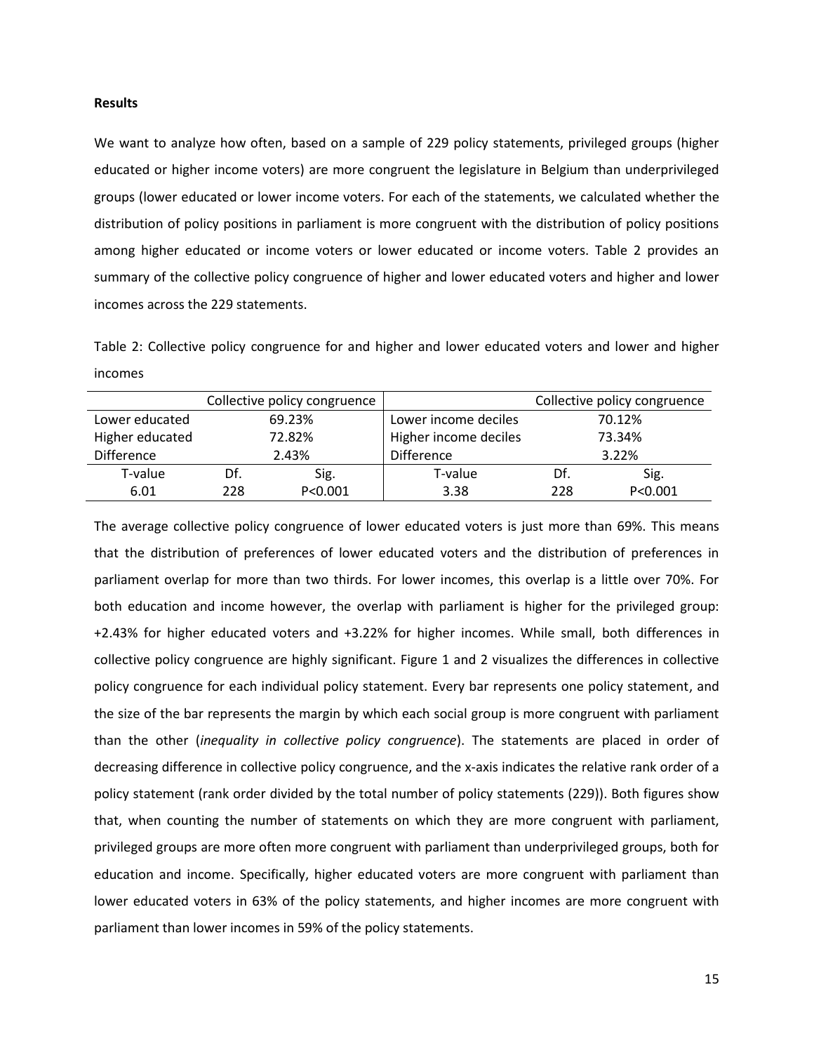**Results**

We want to analyze how often, based on a sample of 229 policy statements, privileged groups (higher educated or higher income voters) are more congruent the legislature in Belgium than underprivileged groups (lower educated or lower income voters. For each of the statements, we calculated whether the distribution of policy positions in parliament is more congruent with the distribution of policy positions among higher educated or income voters or lower educated or income voters. Table 2 provides an summary of the collective policy congruence of higher and lower educated voters and higher and lower incomes across the 229 statements.

Table 2: Collective policy congruence for and higher and lower educated voters and lower and higher incomes

| | Collective policy congruence | | | Collective policy congruence | |
|---|---|---|---|---|---|
| Lower educated | 69.23% | | Lower income deciles | 70.12% | |
| Higher educated | 72.82% | | Higher income deciles | 73.34% | |
| Difference | 2.43% | | Difference | 3.22% | |
| T-value | Df. | Sig. | T-value | Df. | Sig. |
| 6.01 | 228 | P<0.001 | 3.38 | 228 | P<0.001 |

The average collective policy congruence of lower educated voters is just more than 69%. This means that the distribution of preferences of lower educated voters and the distribution of preferences in parliament overlap for more than two thirds. For lower incomes, this overlap is a little over 70%. For both education and income however, the overlap with parliament is higher for the privileged group: +2.43% for higher educated voters and +3.22% for higher incomes. While small, both differences in collective policy congruence are highly significant. Figure 1 and 2 visualizes the differences in collective policy congruence for each individual policy statement. Every bar represents one policy statement, and the size of the bar represents the margin by which each social group is more congruent with parliament than the other (*inequality in collective policy congruence*). The statements are placed in order of decreasing difference in collective policy congruence, and the x-axis indicates the relative rank order of a policy statement (rank order divided by the total number of policy statements (229)). Both figures show that, when counting the number of statements on which they are more congruent with parliament, privileged groups are more often more congruent with parliament than underprivileged groups, both for education and income. Specifically, higher educated voters are more congruent with parliament than lower educated voters in 63% of the policy statements, and higher incomes are more congruent with parliament than lower incomes in 59% of the policy statements.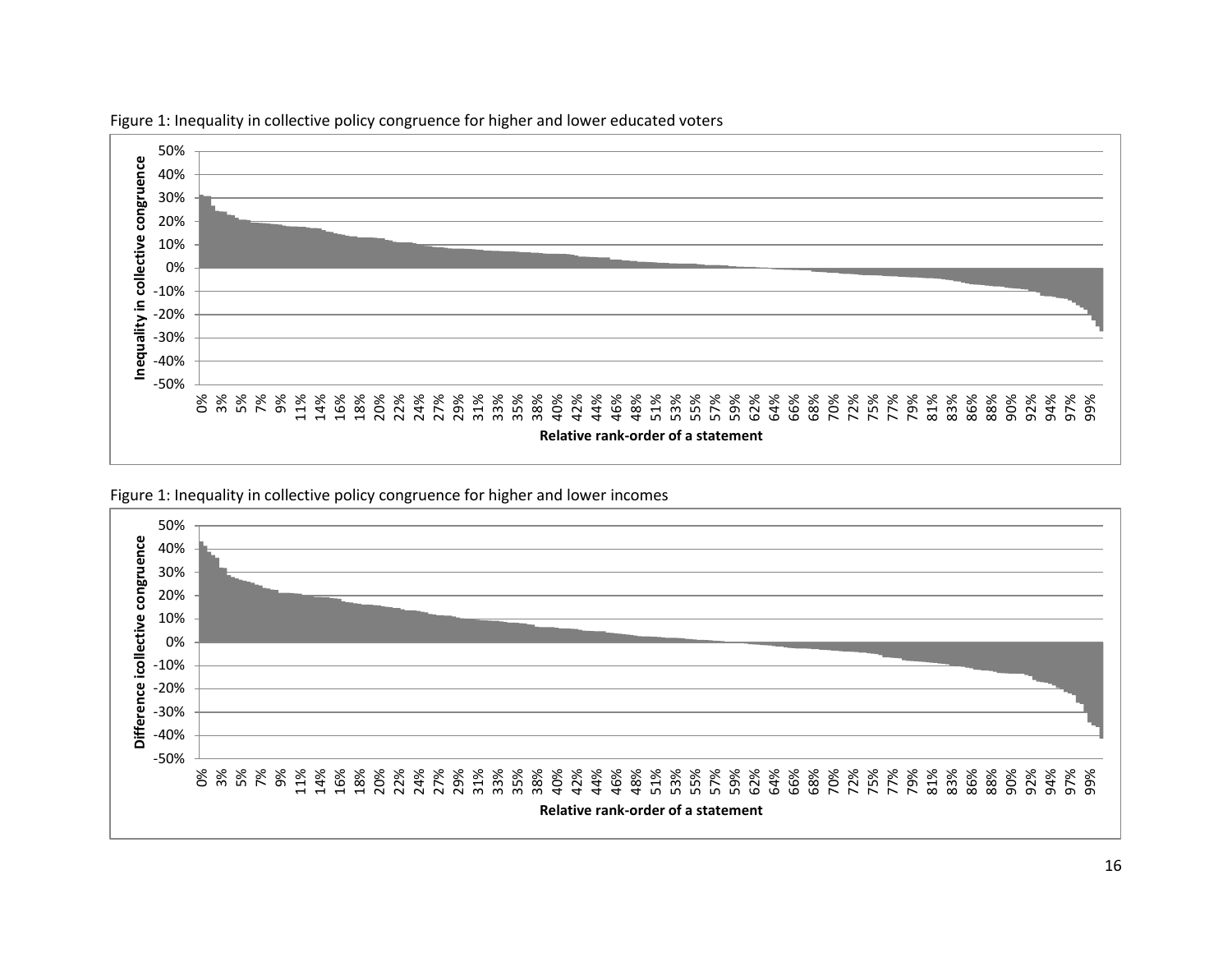Figure 1: Inequality in collective policy congruence for higher and lower educated voters

Figure 1: Inequality in collective policy congruence for higher and lower incomes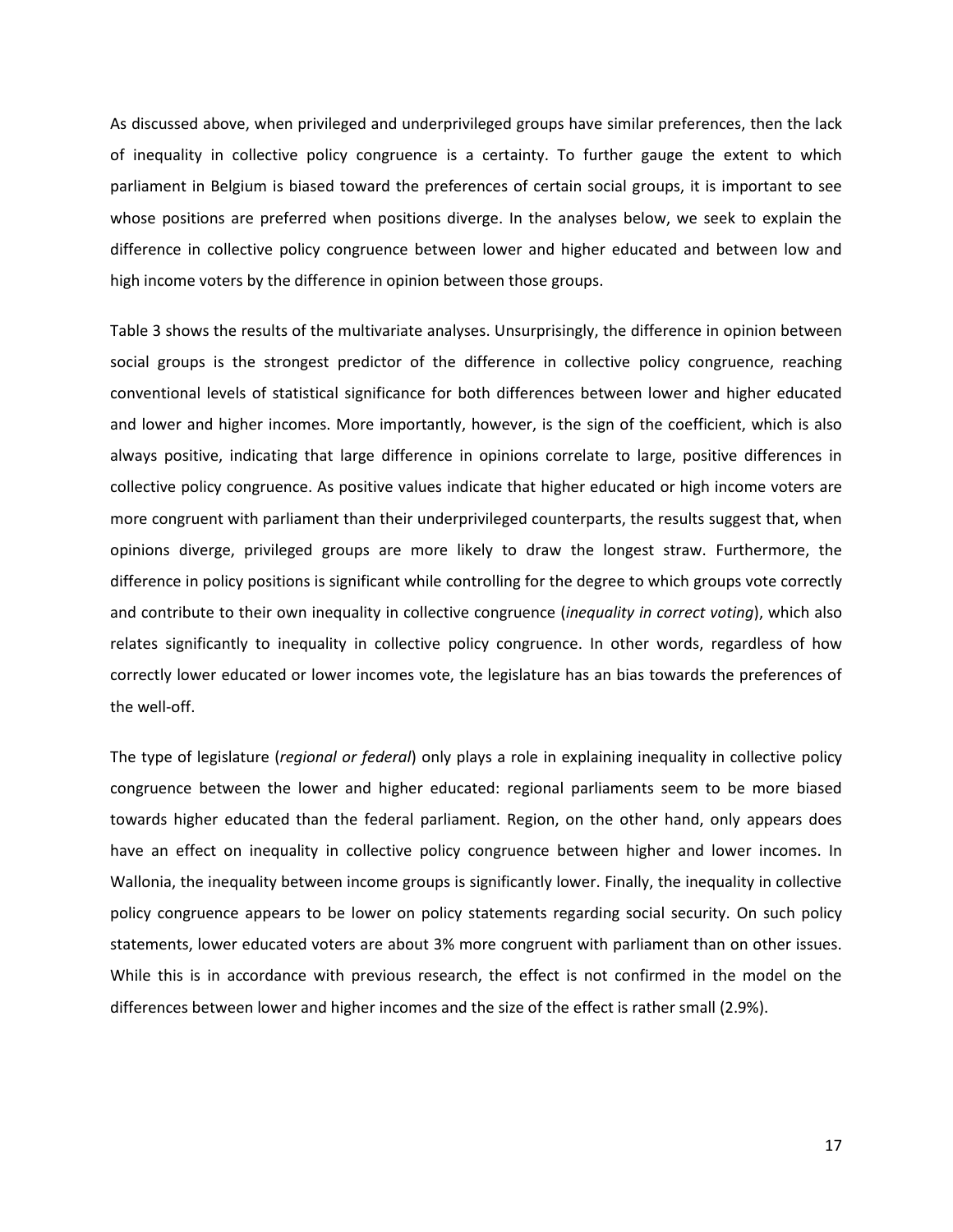As discussed above, when privileged and underprivileged groups have similar preferences, then the lack of inequality in collective policy congruence is a certainty. To further gauge the extent to which parliament in Belgium is biased toward the preferences of certain social groups, it is important to see whose positions are preferred when positions diverge. In the analyses below, we seek to explain the difference in collective policy congruence between lower and higher educated and between low and high income voters by the difference in opinion between those groups.

Table 3 shows the results of the multivariate analyses. Unsurprisingly, the difference in opinion between social groups is the strongest predictor of the difference in collective policy congruence, reaching conventional levels of statistical significance for both differences between lower and higher educated and lower and higher incomes. More importantly, however, is the sign of the coefficient, which is also always positive, indicating that large difference in opinions correlate to large, positive differences in collective policy congruence. As positive values indicate that higher educated or high income voters are more congruent with parliament than their underprivileged counterparts, the results suggest that, when opinions diverge, privileged groups are more likely to draw the longest straw. Furthermore, the difference in policy positions is significant while controlling for the degree to which groups vote correctly and contribute to their own inequality in collective congruence (*inequality in correct voting*), which also relates significantly to inequality in collective policy congruence. In other words, regardless of how correctly lower educated or lower incomes vote, the legislature has an bias towards the preferences of the well-off.

The type of legislature (*regional or federal*) only plays a role in explaining inequality in collective policy congruence between the lower and higher educated: regional parliaments seem to be more biased towards higher educated than the federal parliament. Region, on the other hand, only appears does have an effect on inequality in collective policy congruence between higher and lower incomes. In Wallonia, the inequality between income groups is significantly lower. Finally, the inequality in collective policy congruence appears to be lower on policy statements regarding social security. On such policy statements, lower educated voters are about 3% more congruent with parliament than on other issues. While this is in accordance with previous research, the effect is not confirmed in the model on the differences between lower and higher incomes and the size of the effect is rather small (2.9%).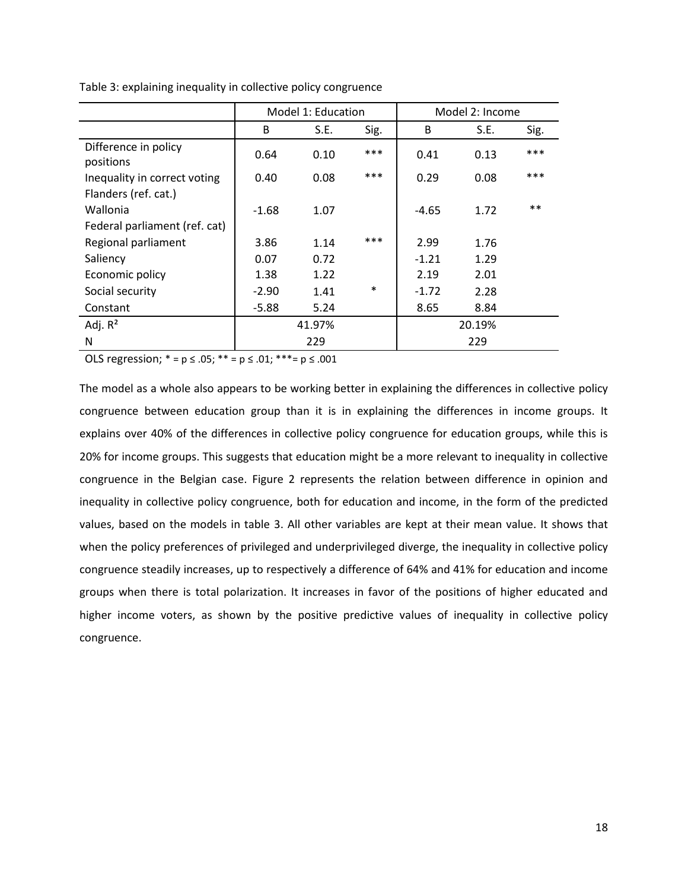Table 3: explaining inequality in collective policy congruence

| | Model 1: Education | | | Model 2: Income | | |
|---|---|---|---|---|---|---|
| | B | S.E. | Sig. | B | S.E. | Sig. |
| Difference in policy positions | 0.64 | 0.10 | *** | 0.41 | 0.13 | *** |
| Inequality in correct voting | 0.40 | 0.08 | *** | 0.29 | 0.08 | *** |
| Flanders (ref. cat.) | | | | | | |
| Wallonia | -1.68 | 1.07 | | -4.65 | 1.72 | ** |
| Federal parliament (ref. cat) | | | | | | |
| Regional parliament | 3.86 | 1.14 | *** | 2.99 | 1.76 | |
| Saliency | 0.07 | 0.72 | | -1.21 | 1.29 | |
| Economic policy | 1.38 | 1.22 | | 2.19 | 2.01 | |
| Social security | -2.90 | 1.41 | * | -1.72 | 2.28 | |
| Constant | -5.88 | 5.24 | | 8.65 | 8.84 | |
| Adj. $R^2$ | 41.97% | | | 20.19% | | |
| N | 229 | | | 229 | | |

OLS regression; * = $p \leq .05$; ** = $p \leq .01$; ***= $p \leq .001$

The model as a whole also appears to be working better in explaining the differences in collective policy congruence between education group than it is in explaining the differences in income groups. It explains over 40% of the differences in collective policy congruence for education groups, while this is 20% for income groups. This suggests that education might be a more relevant to inequality in collective congruence in the Belgian case. Figure 2 represents the relation between difference in opinion and inequality in collective policy congruence, both for education and income, in the form of the predicted values, based on the models in table 3. All other variables are kept at their mean value. It shows that when the policy preferences of privileged and underprivileged diverge, the inequality in collective policy congruence steadily increases, up to respectively a difference of 64% and 41% for education and income groups when there is total polarization. It increases in favor of the positions of higher educated and higher income voters, as shown by the positive predictive values of inequality in collective policy congruence.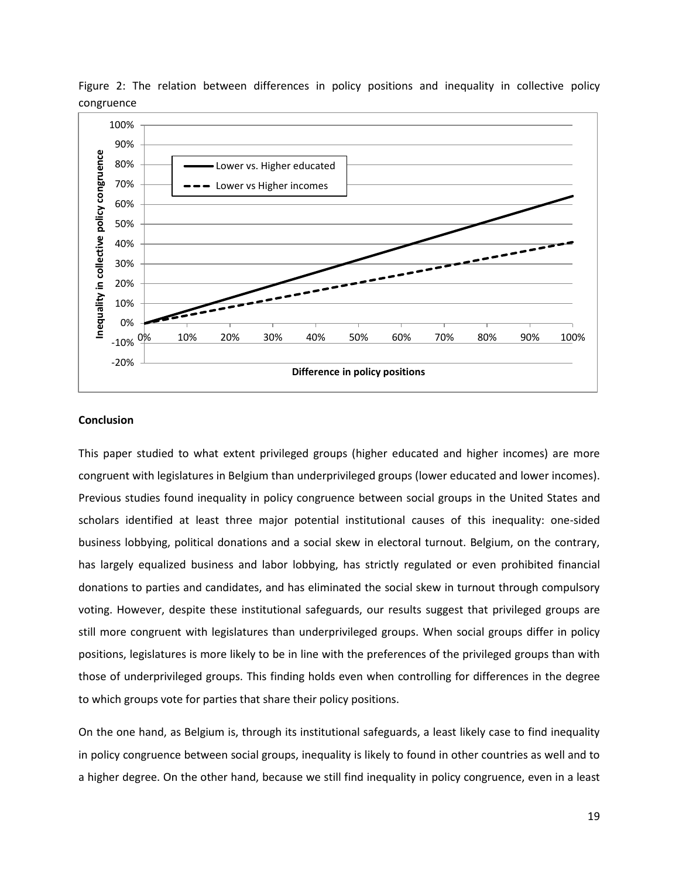Figure 2: The relation between differences in policy positions and inequality in collective policy congruence

## Conclusion

This paper studied to what extent privileged groups (higher educated and higher incomes) are more congruent with legislatures in Belgium than underprivileged groups (lower educated and lower incomes). Previous studies found inequality in policy congruence between social groups in the United States and scholars identified at least three major potential institutional causes of this inequality: one-sided business lobbying, political donations and a social skew in electoral turnout. Belgium, on the contrary, has largely equalized business and labor lobbying, has strictly regulated or even prohibited financial donations to parties and candidates, and has eliminated the social skew in turnout through compulsory voting. However, despite these institutional safeguards, our results suggest that privileged groups are still more congruent with legislatures than underprivileged groups. When social groups differ in policy positions, legislatures is more likely to be in line with the preferences of the privileged groups than with those of underprivileged groups. This finding holds even when controlling for differences in the degree to which groups vote for parties that share their policy positions.

On the one hand, as Belgium is, through its institutional safeguards, a least likely case to find inequality in policy congruence between social groups, inequality is likely to found in other countries as well and to a higher degree. On the other hand, because we still find inequality in policy congruence, even in a least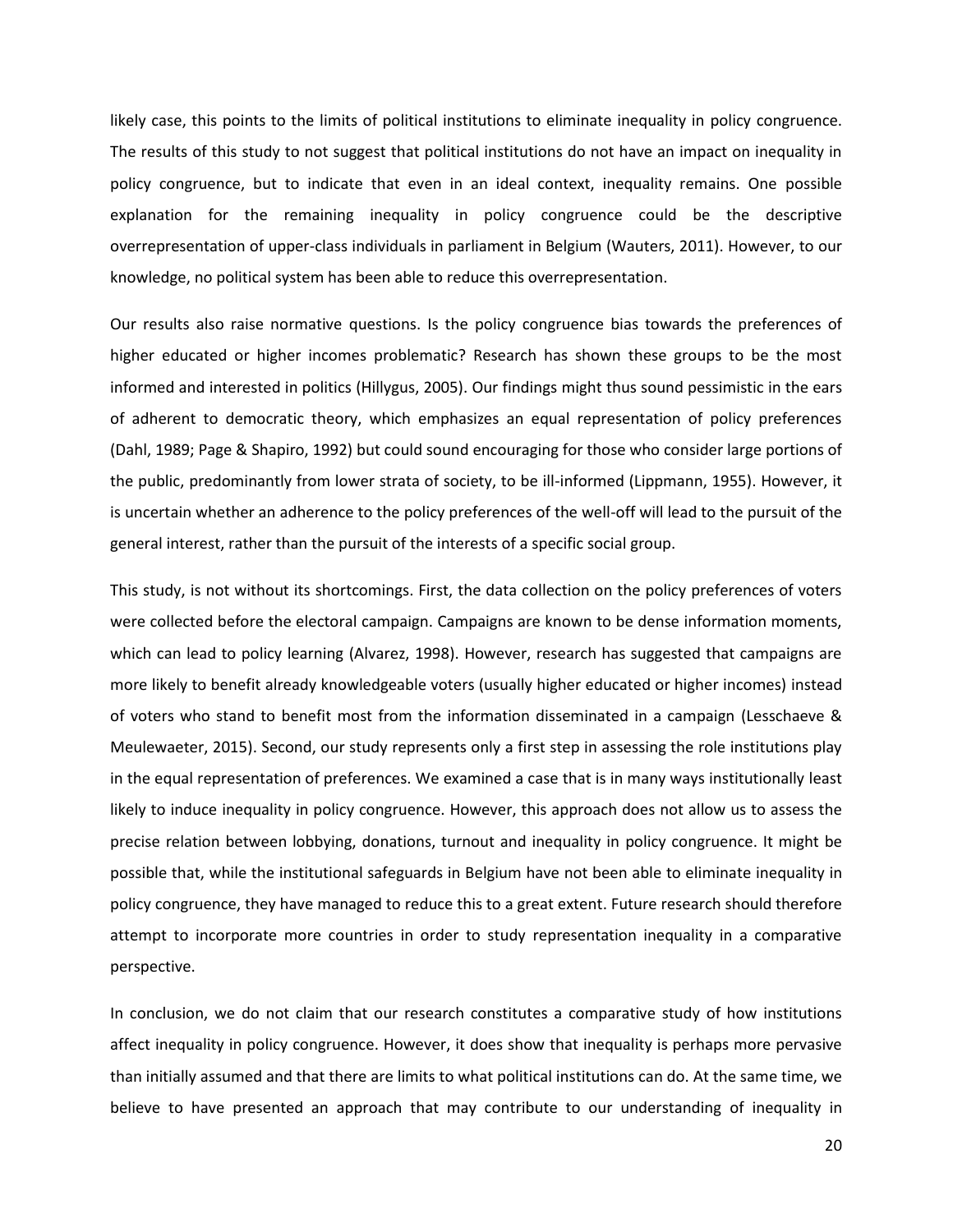likely case, this points to the limits of political institutions to eliminate inequality in policy congruence. The results of this study to not suggest that political institutions do not have an impact on inequality in policy congruence, but to indicate that even in an ideal context, inequality remains. One possible explanation for the remaining inequality in policy congruence could be the descriptive overrepresentation of upper-class individuals in parliament in Belgium (Wauters, 2011). However, to our knowledge, no political system has been able to reduce this overrepresentation.

Our results also raise normative questions. Is the policy congruence bias towards the preferences of higher educated or higher incomes problematic? Research has shown these groups to be the most informed and interested in politics (Hillygus, 2005). Our findings might thus sound pessimistic in the ears of adherent to democratic theory, which emphasizes an equal representation of policy preferences (Dahl, 1989; Page & Shapiro, 1992) but could sound encouraging for those who consider large portions of the public, predominantly from lower strata of society, to be ill-informed (Lippmann, 1955). However, it is uncertain whether an adherence to the policy preferences of the well-off will lead to the pursuit of the general interest, rather than the pursuit of the interests of a specific social group.

This study, is not without its shortcomings. First, the data collection on the policy preferences of voters were collected before the electoral campaign. Campaigns are known to be dense information moments, which can lead to policy learning (Alvarez, 1998). However, research has suggested that campaigns are more likely to benefit already knowledgeable voters (usually higher educated or higher incomes) instead of voters who stand to benefit most from the information disseminated in a campaign (Lesschaeve & Meulewaeter, 2015). Second, our study represents only a first step in assessing the role institutions play in the equal representation of preferences. We examined a case that is in many ways institutionally least likely to induce inequality in policy congruence. However, this approach does not allow us to assess the precise relation between lobbying, donations, turnout and inequality in policy congruence. It might be possible that, while the institutional safeguards in Belgium have not been able to eliminate inequality in policy congruence, they have managed to reduce this to a great extent. Future research should therefore attempt to incorporate more countries in order to study representation inequality in a comparative perspective.

In conclusion, we do not claim that our research constitutes a comparative study of how institutions affect inequality in policy congruence. However, it does show that inequality is perhaps more pervasive than initially assumed and that there are limits to what political institutions can do. At the same time, we believe to have presented an approach that may contribute to our understanding of inequality in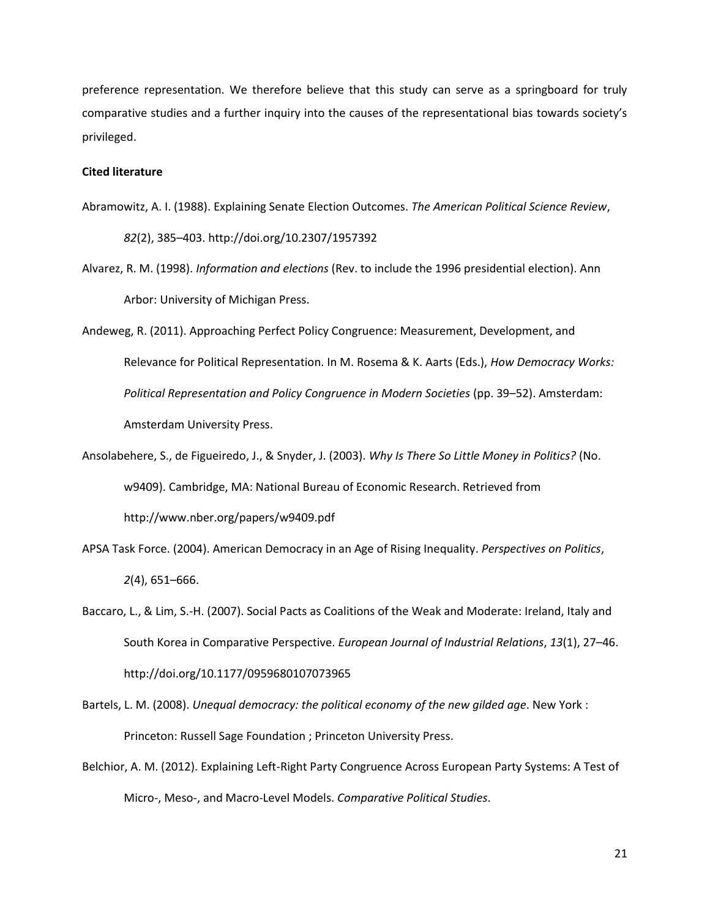preference representation. We therefore believe that this study can serve as a springboard for truly comparative studies and a further inquiry into the causes of the representational bias towards society's privileged.

**Cited literature**

Abramowitz, A. I. (1988). Explaining Senate Election Outcomes. *The American Political Science Review*, *82*(2), 385–403. http://doi.org/10.2307/1957392

Alvarez, R. M. (1998). *Information and elections* (Rev. to include the 1996 presidential election). Ann Arbor: University of Michigan Press.

Andeweg, R. (2011). Approaching Perfect Policy Congruence: Measurement, Development, and Relevance for Political Representation. In M. Rosema & K. Aarts (Eds.), *How Democracy Works: Political Representation and Policy Congruence in Modern Societies* (pp. 39–52). Amsterdam: Amsterdam University Press.

Ansolabehere, S., de Figueiredo, J., & Snyder, J. (2003). *Why Is There So Little Money in Politics?* (No. w9409). Cambridge, MA: National Bureau of Economic Research. Retrieved from http://www.nber.org/papers/w9409.pdf

APSA Task Force. (2004). American Democracy in an Age of Rising Inequality. *Perspectives on Politics*, *2*(4), 651–666.

Baccaro, L., & Lim, S.-H. (2007). Social Pacts as Coalitions of the Weak and Moderate: Ireland, Italy and South Korea in Comparative Perspective. *European Journal of Industrial Relations*, *13*(1), 27–46. http://doi.org/10.1177/0959680107073965

Bartels, L. M. (2008). *Unequal democracy: the political economy of the new gilded age*. New York : Princeton: Russell Sage Foundation ; Princeton University Press.

Belchior, A. M. (2012). Explaining Left-Right Party Congruence Across European Party Systems: A Test of Micro-, Meso-, and Macro-Level Models. *Comparative Political Studies*.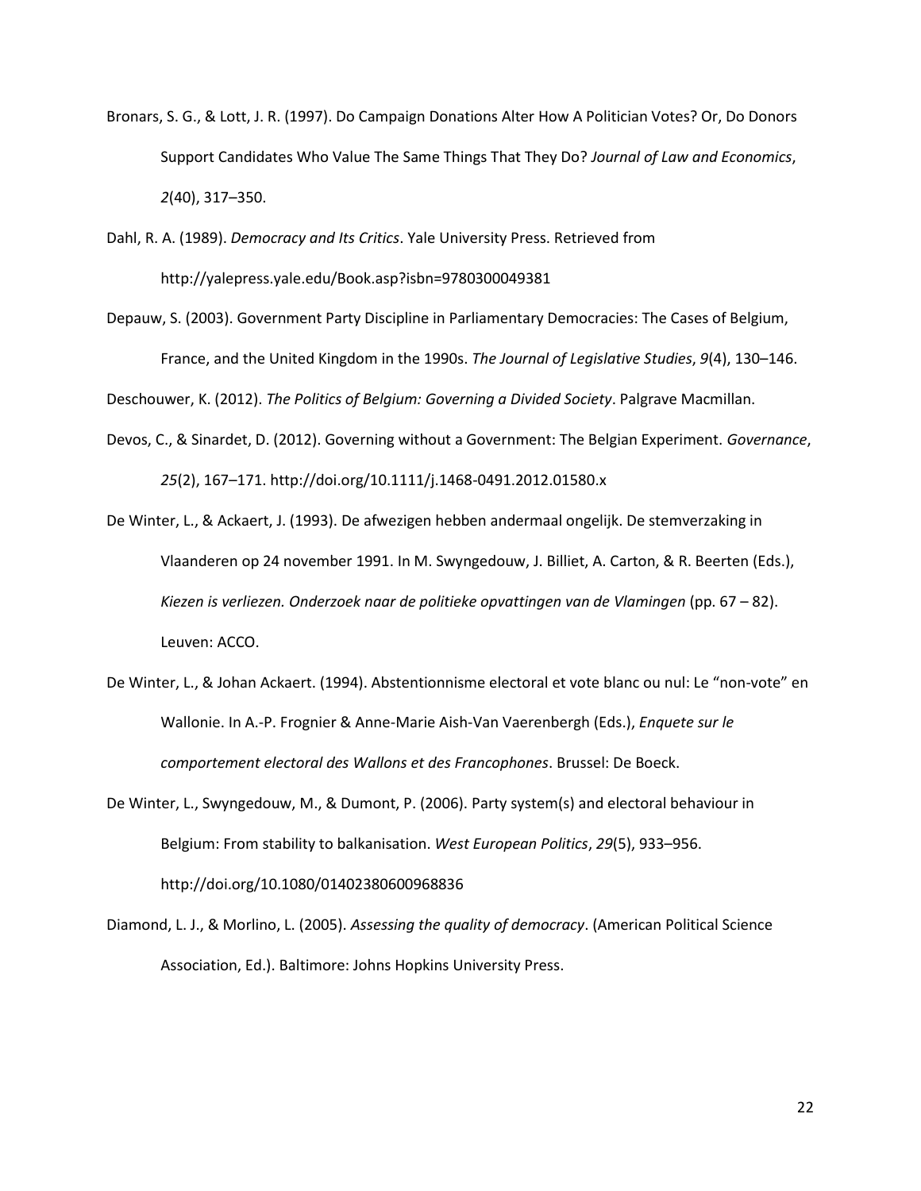Bronars, S. G., & Lott, J. R. (1997). Do Campaign Donations Alter How A Politician Votes? Or, Do Donors Support Candidates Who Value The Same Things That They Do? *Journal of Law and Economics*, *2*(40), 317–350.

Dahl, R. A. (1989). *Democracy and Its Critics*. Yale University Press. Retrieved from http://yalepress.yale.edu/Book.asp?isbn=9780300049381

Depauw, S. (2003). Government Party Discipline in Parliamentary Democracies: The Cases of Belgium, France, and the United Kingdom in the 1990s. *The Journal of Legislative Studies*, *9*(4), 130–146.

Deschouwer, K. (2012). *The Politics of Belgium: Governing a Divided Society*. Palgrave Macmillan.

Devos, C., & Sinardet, D. (2012). Governing without a Government: The Belgian Experiment. *Governance*, *25*(2), 167–171. http://doi.org/10.1111/j.1468-0491.2012.01580.x

De Winter, L., & Ackaert, J. (1993). De afwezigen hebben andermaal ongelijk. De stemverzaking in Vlaanderen op 24 november 1991. In M. Swyngedouw, J. Billiet, A. Carton, & R. Beerten (Eds.), *Kiezen is verliezen. Onderzoek naar de politieke opvattingen van de Vlamingen* (pp. 67 – 82). Leuven: ACCO.

De Winter, L., & Johan Ackaert. (1994). Abstentionnisme electoral et vote blanc ou nul: Le "non-vote" en Wallonie. In A.-P. Frognier & Anne-Marie Aish-Van Vaerenbergh (Eds.), *Enquete sur le comportement electoral des Wallons et des Francophones*. Brussel: De Boeck.

De Winter, L., Swyngedouw, M., & Dumont, P. (2006). Party system(s) and electoral behaviour in Belgium: From stability to balkanisation. *West European Politics*, *29*(5), 933–956. http://doi.org/10.1080/01402380600968836

Diamond, L. J., & Morlino, L. (2005). *Assessing the quality of democracy*. (American Political Science Association, Ed.). Baltimore: Johns Hopkins University Press.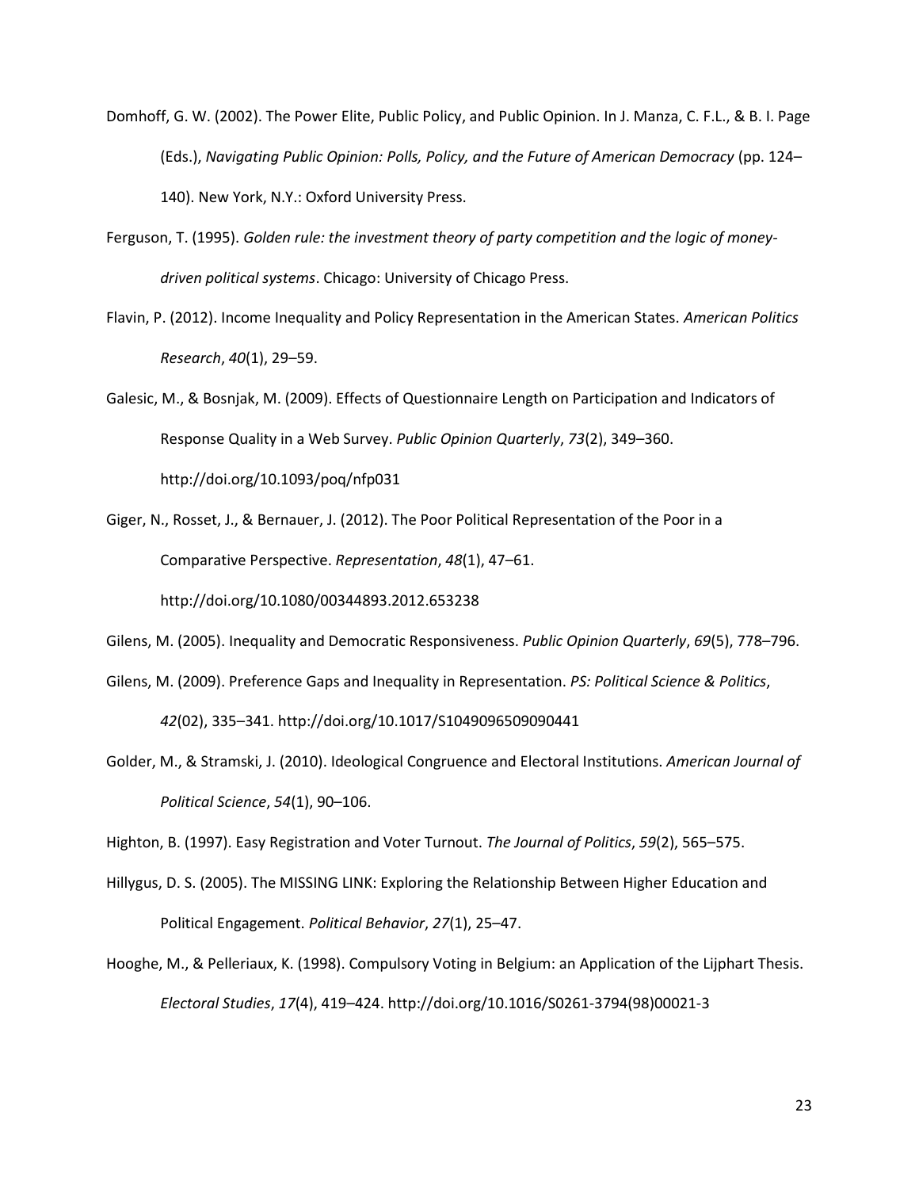Domhoff, G. W. (2002). The Power Elite, Public Policy, and Public Opinion. In J. Manza, C. F.L., & B. I. Page (Eds.), *Navigating Public Opinion: Polls, Policy, and the Future of American Democracy* (pp. 124–140). New York, N.Y.: Oxford University Press.

Ferguson, T. (1995). *Golden rule: the investment theory of party competition and the logic of money-driven political systems*. Chicago: University of Chicago Press.

Flavin, P. (2012). Income Inequality and Policy Representation in the American States. *American Politics Research*, *40*(1), 29–59.

Galesic, M., & Bosnjak, M. (2009). Effects of Questionnaire Length on Participation and Indicators of Response Quality in a Web Survey. *Public Opinion Quarterly*, *73*(2), 349–360. http://doi.org/10.1093/poq/nfp031

Giger, N., Rosset, J., & Bernauer, J. (2012). The Poor Political Representation of the Poor in a Comparative Perspective. *Representation*, *48*(1), 47–61. http://doi.org/10.1080/00344893.2012.653238

Gilens, M. (2005). Inequality and Democratic Responsiveness. *Public Opinion Quarterly*, *69*(5), 778–796.

Gilens, M. (2009). Preference Gaps and Inequality in Representation. *PS: Political Science & Politics*, *42*(02), 335–341. http://doi.org/10.1017/S1049096509090441

Golder, M., & Stramski, J. (2010). Ideological Congruence and Electoral Institutions. *American Journal of Political Science*, *54*(1), 90–106.

Highton, B. (1997). Easy Registration and Voter Turnout. *The Journal of Politics*, *59*(2), 565–575.

Hillygus, D. S. (2005). The MISSING LINK: Exploring the Relationship Between Higher Education and Political Engagement. *Political Behavior*, *27*(1), 25–47.

Hooghe, M., & Pelleriaux, K. (1998). Compulsory Voting in Belgium: an Application of the Lijphart Thesis. *Electoral Studies*, *17*(4), 419–424. http://doi.org/10.1016/S0261-3794(98)00021-3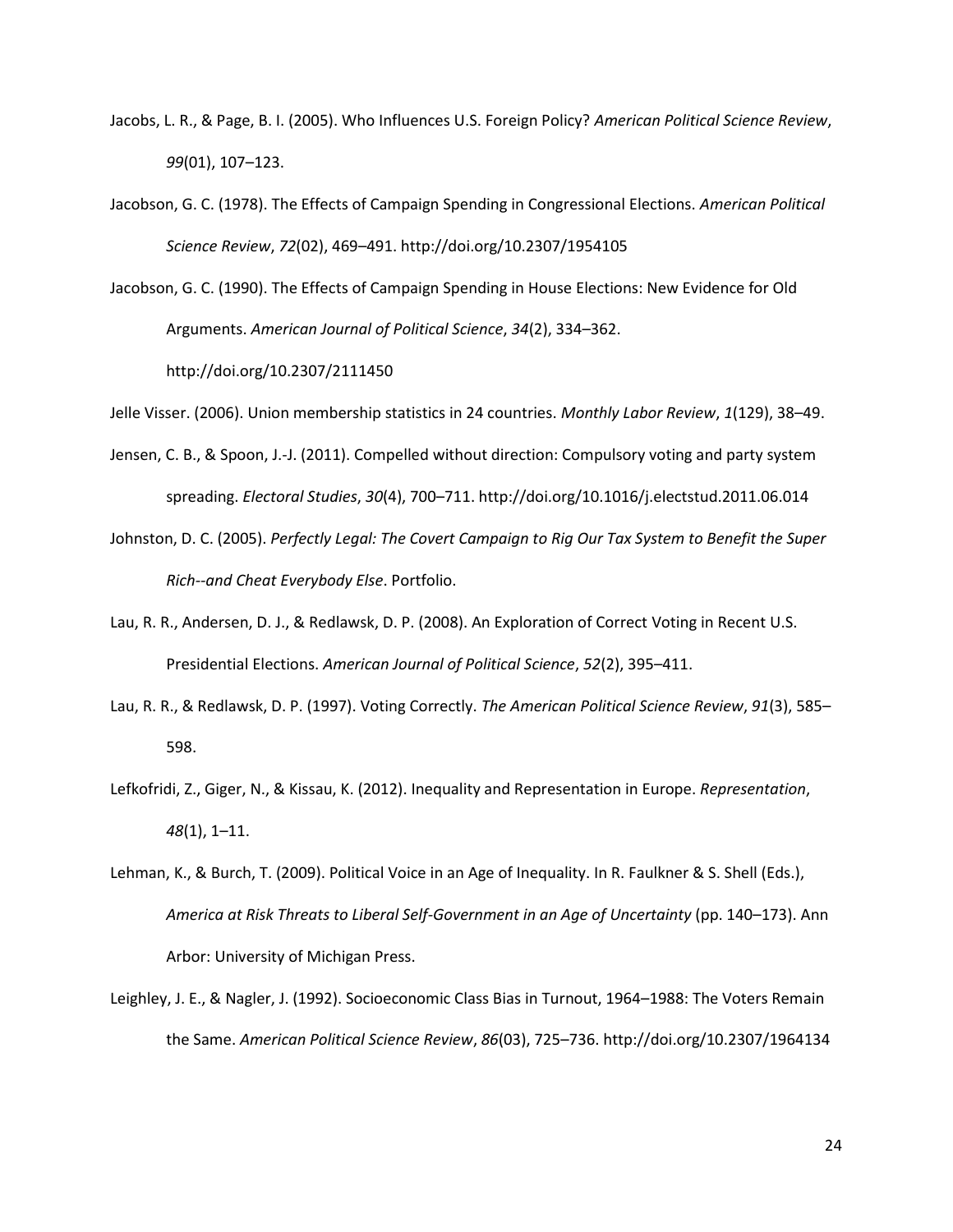Jacobs, L. R., & Page, B. I. (2005). Who Influences U.S. Foreign Policy? *American Political Science Review*, *99*(01), 107–123.

Jacobson, G. C. (1978). The Effects of Campaign Spending in Congressional Elections. *American Political Science Review*, *72*(02), 469–491. http://doi.org/10.2307/1954105

Jacobson, G. C. (1990). The Effects of Campaign Spending in House Elections: New Evidence for Old Arguments. *American Journal of Political Science*, *34*(2), 334–362. http://doi.org/10.2307/2111450

Jelle Visser. (2006). Union membership statistics in 24 countries. *Monthly Labor Review*, *1*(129), 38–49.

Jensen, C. B., & Spoon, J.-J. (2011). Compelled without direction: Compulsory voting and party system spreading. *Electoral Studies*, *30*(4), 700–711. http://doi.org/10.1016/j.electstud.2011.06.014

Johnston, D. C. (2005). *Perfectly Legal: The Covert Campaign to Rig Our Tax System to Benefit the Super Rich--and Cheat Everybody Else*. Portfolio.

Lau, R. R., Andersen, D. J., & Redlawsk, D. P. (2008). An Exploration of Correct Voting in Recent U.S. Presidential Elections. *American Journal of Political Science*, *52*(2), 395–411.

Lau, R. R., & Redlawsk, D. P. (1997). Voting Correctly. *The American Political Science Review*, *91*(3), 585–598.

Lefkofridi, Z., Giger, N., & Kissau, K. (2012). Inequality and Representation in Europe. *Representation*, *48*(1), 1–11.

Lehman, K., & Burch, T. (2009). Political Voice in an Age of Inequality. In R. Faulkner & S. Shell (Eds.), *America at Risk Threats to Liberal Self-Government in an Age of Uncertainty* (pp. 140–173). Ann Arbor: University of Michigan Press.

Leighley, J. E., & Nagler, J. (1992). Socioeconomic Class Bias in Turnout, 1964–1988: The Voters Remain the Same. *American Political Science Review*, *86*(03), 725–736. http://doi.org/10.2307/1964134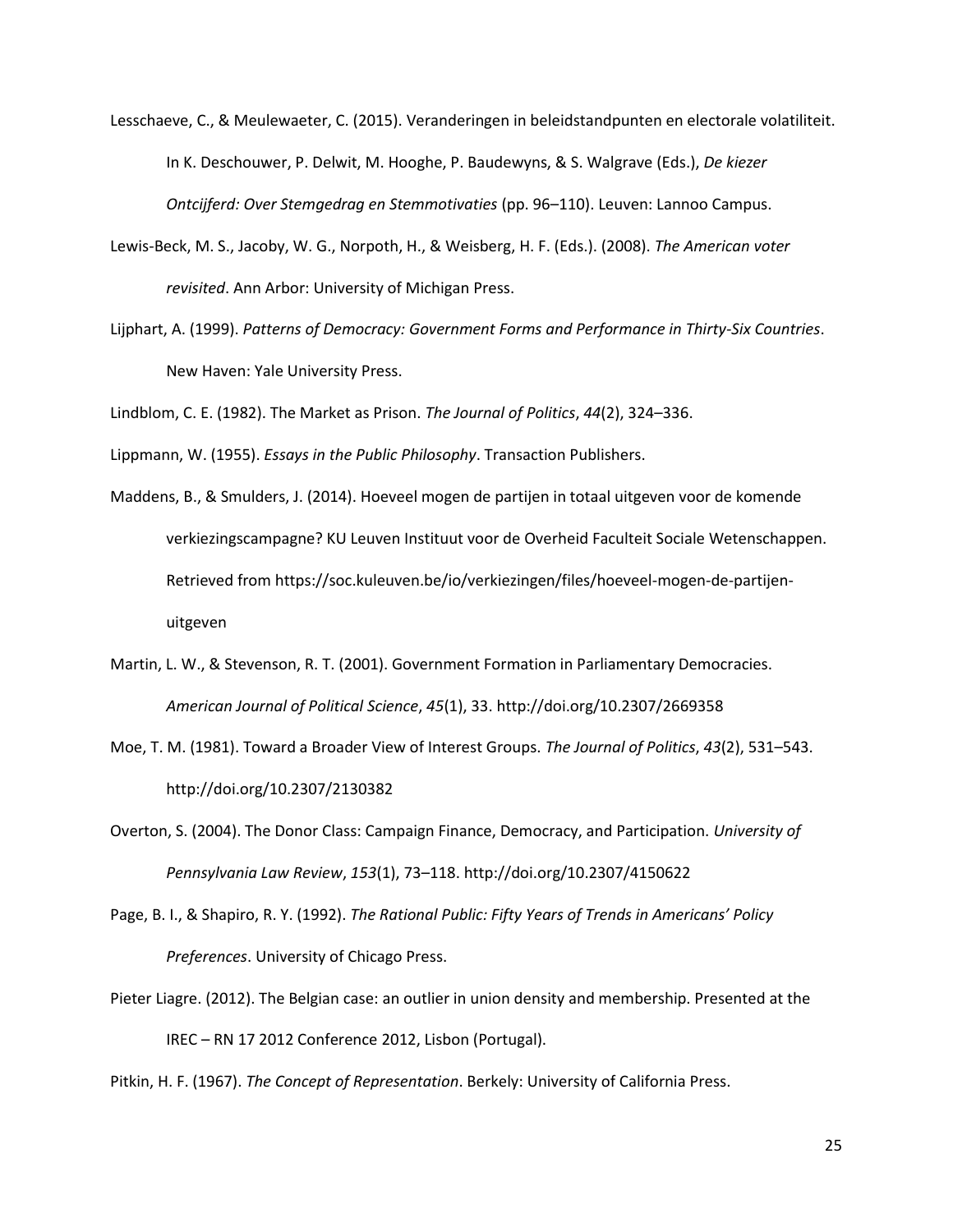Lesschaeve, C., & Meulewaeter, C. (2015). Veranderingen in beleidstandpunten en electorale volatiliteit. In K. Deschouwer, P. Delwit, M. Hooghe, P. Baudewyns, & S. Walgrave (Eds.), *De kiezer Ontcijferd: Over Stemgedrag en Stemmotivaties* (pp. 96–110). Leuven: Lannoo Campus.

Lewis-Beck, M. S., Jacoby, W. G., Norpoth, H., & Weisberg, H. F. (Eds.). (2008). *The American voter revisited*. Ann Arbor: University of Michigan Press.

Lijphart, A. (1999). *Patterns of Democracy: Government Forms and Performance in Thirty-Six Countries*. New Haven: Yale University Press.

Lindblom, C. E. (1982). The Market as Prison. *The Journal of Politics*, *44*(2), 324–336.

Lippmann, W. (1955). *Essays in the Public Philosophy*. Transaction Publishers.

Maddens, B., & Smulders, J. (2014). Hoeveel mogen de partijen in totaal uitgeven voor de komende verkiezingscampagne? KU Leuven Instituut voor de Overheid Faculteit Sociale Wetenschappen. Retrieved from https://soc.kuleuven.be/io/verkiezingen/files/hoeveel-mogen-de-partijen-uitgeven

Martin, L. W., & Stevenson, R. T. (2001). Government Formation in Parliamentary Democracies. *American Journal of Political Science*, *45*(1), 33. http://doi.org/10.2307/2669358

Moe, T. M. (1981). Toward a Broader View of Interest Groups. *The Journal of Politics*, *43*(2), 531–543. http://doi.org/10.2307/2130382

Overton, S. (2004). The Donor Class: Campaign Finance, Democracy, and Participation. *University of Pennsylvania Law Review*, *153*(1), 73–118. http://doi.org/10.2307/4150622

Page, B. I., & Shapiro, R. Y. (1992). *The Rational Public: Fifty Years of Trends in Americans' Policy Preferences*. University of Chicago Press.

Pieter Liagre. (2012). The Belgian case: an outlier in union density and membership. Presented at the IREC – RN 17 2012 Conference 2012, Lisbon (Portugal).

Pitkin, H. F. (1967). *The Concept of Representation*. Berkely: University of California Press.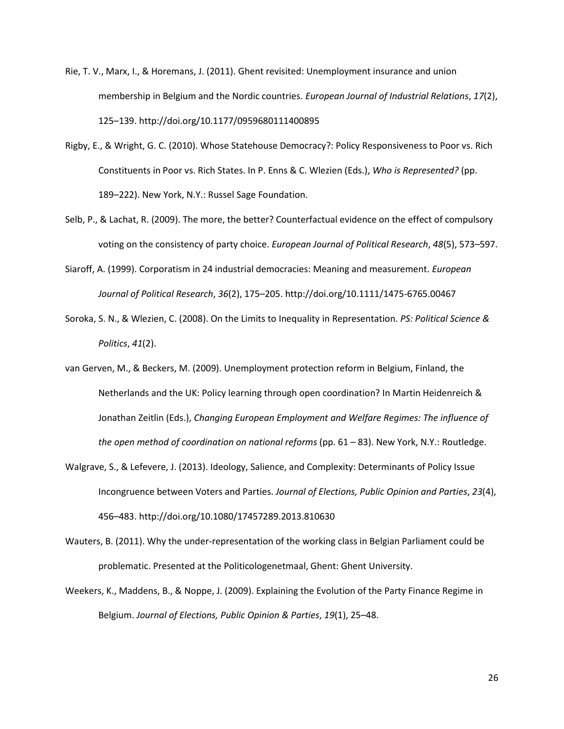Rie, T. V., Marx, I., & Horemans, J. (2011). Ghent revisited: Unemployment insurance and union membership in Belgium and the Nordic countries. *European Journal of Industrial Relations*, *17*(2), 125–139. http://doi.org/10.1177/0959680111400895

Rigby, E., & Wright, G. C. (2010). Whose Statehouse Democracy?: Policy Responsiveness to Poor vs. Rich Constituents in Poor vs. Rich States. In P. Enns & C. Wlezien (Eds.), *Who is Represented?* (pp. 189–222). New York, N.Y.: Russel Sage Foundation.

Selb, P., & Lachat, R. (2009). The more, the better? Counterfactual evidence on the effect of compulsory voting on the consistency of party choice. *European Journal of Political Research*, *48*(5), 573–597.

Siaroff, A. (1999). Corporatism in 24 industrial democracies: Meaning and measurement. *European Journal of Political Research*, *36*(2), 175–205. http://doi.org/10.1111/1475-6765.00467

Soroka, S. N., & Wlezien, C. (2008). On the Limits to Inequality in Representation. *PS: Political Science & Politics*, *41*(2).

van Gerven, M., & Beckers, M. (2009). Unemployment protection reform in Belgium, Finland, the Netherlands and the UK: Policy learning through open coordination? In Martin Heidenreich & Jonathan Zeitlin (Eds.), *Changing European Employment and Welfare Regimes: The influence of the open method of coordination on national reforms* (pp. 61 – 83). New York, N.Y.: Routledge.

Walgrave, S., & Lefevere, J. (2013). Ideology, Salience, and Complexity: Determinants of Policy Issue Incongruence between Voters and Parties. *Journal of Elections, Public Opinion and Parties*, *23*(4), 456–483. http://doi.org/10.1080/17457289.2013.810630

Wauters, B. (2011). Why the under-representation of the working class in Belgian Parliament could be problematic. Presented at the Politicologenetmaal, Ghent: Ghent University.

Weekers, K., Maddens, B., & Noppe, J. (2009). Explaining the Evolution of the Party Finance Regime in Belgium. *Journal of Elections, Public Opinion & Parties*, *19*(1), 25–48.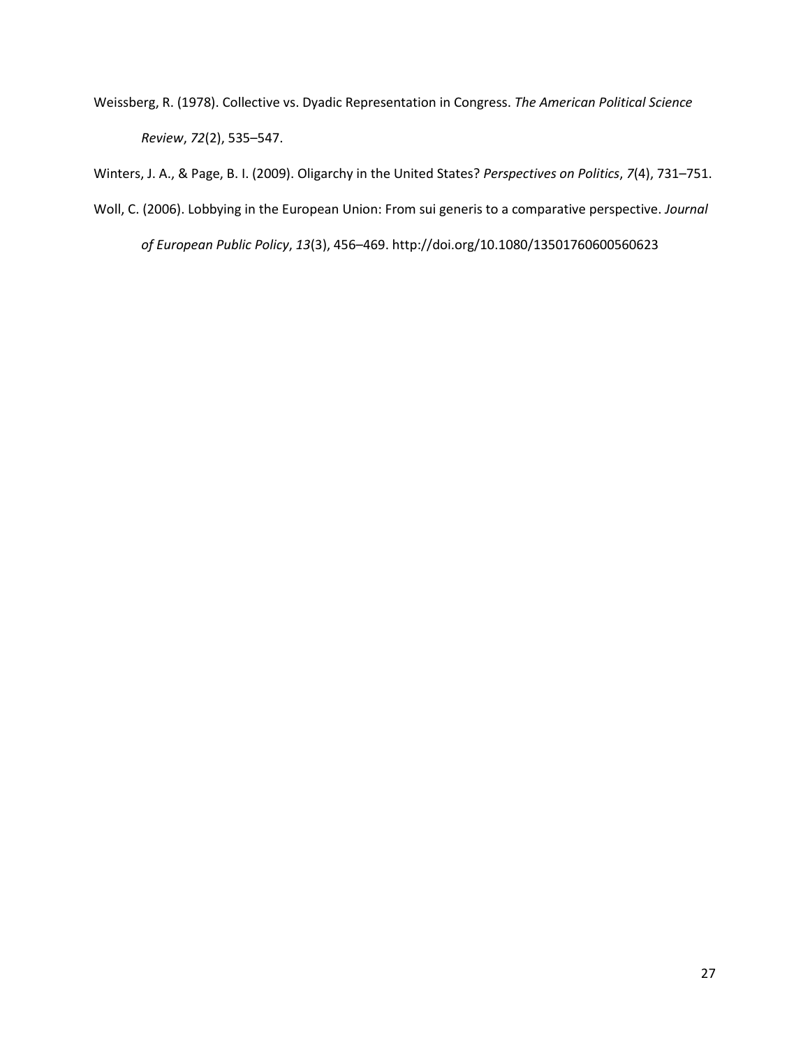Weissberg, R. (1978). Collective vs. Dyadic Representation in Congress. *The American Political Science Review*, *72*(2), 535–547.

Winters, J. A., & Page, B. I. (2009). Oligarchy in the United States? *Perspectives on Politics*, *7*(4), 731–751.

Woll, C. (2006). Lobbying in the European Union: From sui generis to a comparative perspective. *Journal of European Public Policy*, *13*(3), 456–469. http://doi.org/10.1080/13501760600560623